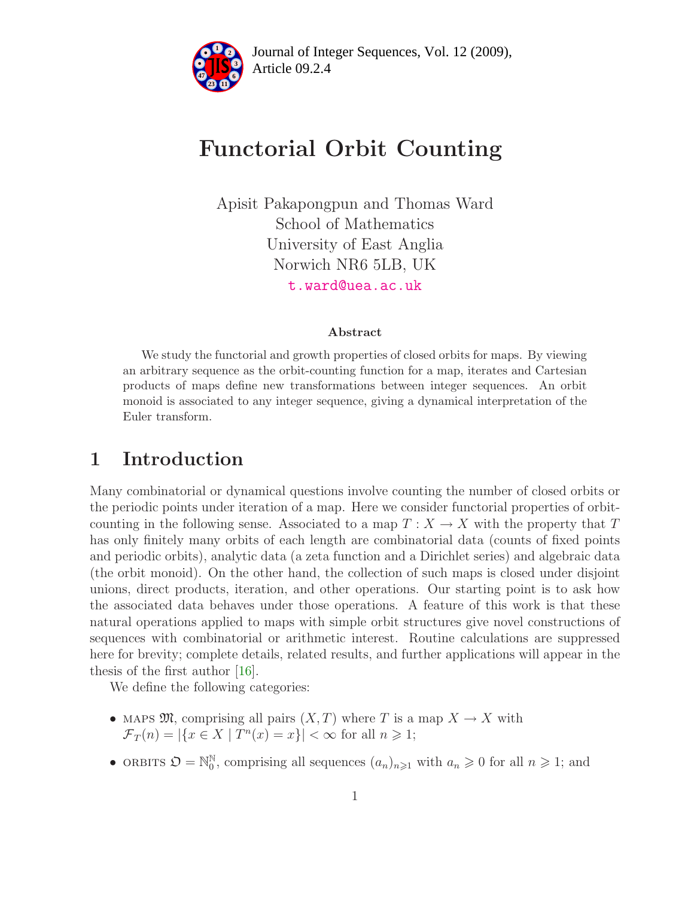Journal of Integer Sequences, Vol. 12 (2009), Article 09.2.4

# Functorial Orbit Counting

Apisit Pakapongpun and Thomas Ward
School of Mathematics
University of East Anglia
Norwich NR6 5LB, UK
t.ward@uea.ac.uk

### Abstract

We study the functorial and growth properties of closed orbits for maps. By viewing an arbitrary sequence as the orbit-counting function for a map, iterates and Cartesian products of maps define new transformations between integer sequences. An orbit monoid is associated to any integer sequence, giving a dynamical interpretation of the Euler transform.

## 1 Introduction

Many combinatorial or dynamical questions involve counting the number of closed orbits or the periodic points under iteration of a map. Here we consider functorial properties of orbit-counting in the following sense. Associated to a map $T : X \to X$ with the property that $T$ has only finitely many orbits of each length are combinatorial data (counts of fixed points and periodic orbits), analytic data (a zeta function and a Dirichlet series) and algebraic data (the orbit monoid). On the other hand, the collection of such maps is closed under disjoint unions, direct products, iteration, and other operations. Our starting point is to ask how the associated data behaves under those operations. A feature of this work is that these natural operations applied to maps with simple orbit structures give novel constructions of sequences with combinatorial or arithmetic interest. Routine calculations are suppressed here for brevity; complete details, related results, and further applications will appear in the thesis of the first author [16].

We define the following categories:

- MAPS $\mathfrak{M}$, comprising all pairs $(X, T)$ where $T$ is a map $X \to X$ with $\mathcal{F}_T(n) = |\{x \in X \mid T^n(x) = x\}| < \infty$ for all $n \geqslant 1$;
- ORBITS $\mathfrak{O} = \mathbb{N}_0^{\mathbb{N}}$, comprising all sequences $(a_n)_{n \geqslant 1}$ with $a_n \geqslant 0$ for all $n \geqslant 1$; and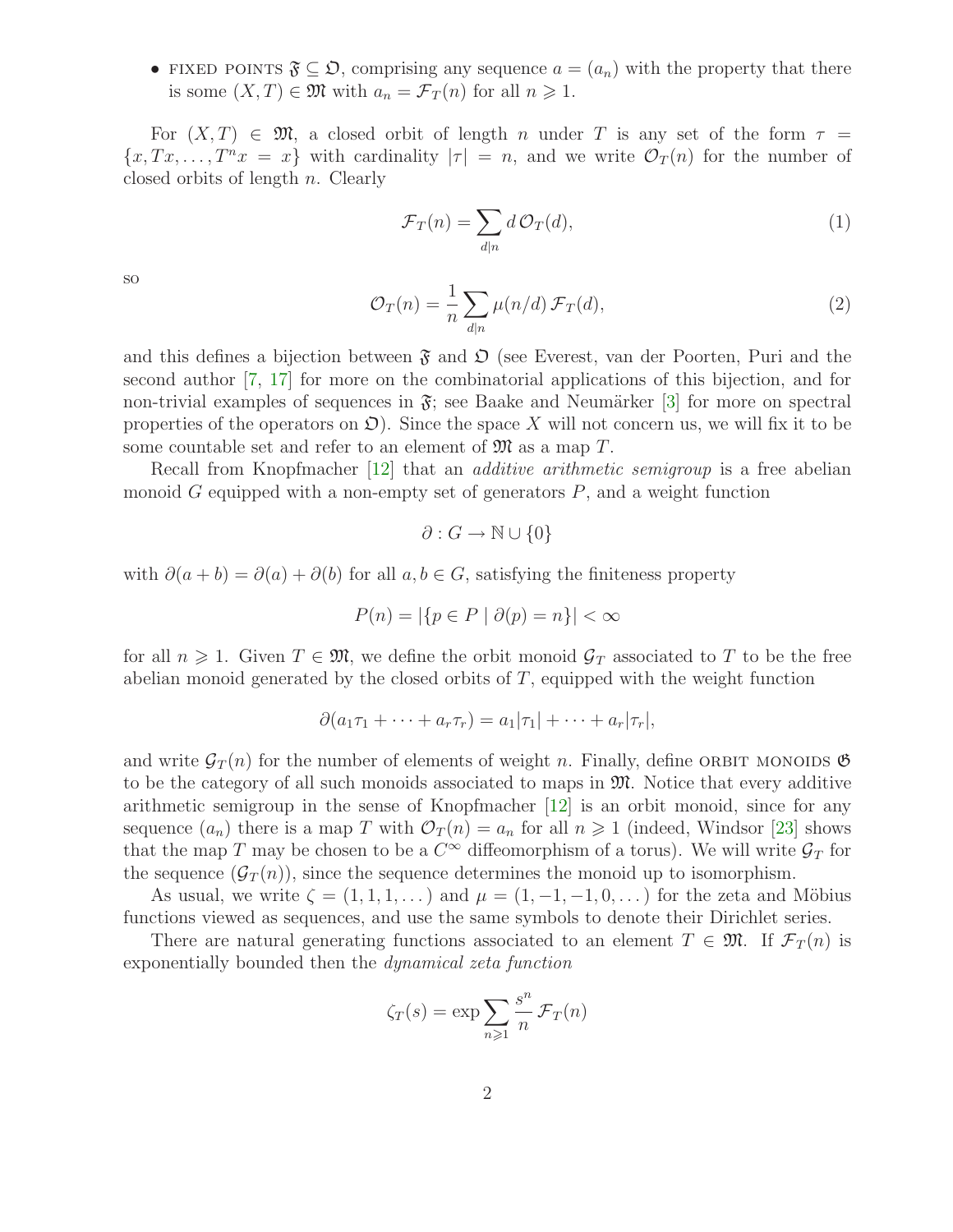- FIXED POINTS $\mathfrak{F} \subseteq \mathfrak{O}$, comprising any sequence $a = (a_n)$ with the property that there is some $(X, T) \in \mathfrak{M}$ with $a_n = \mathcal{F}_T(n)$ for all $n \geqslant 1$.

For $(X, T) \in \mathfrak{M}$, a closed orbit of length $n$ under $T$ is any set of the form $\tau = \{x, Tx, \dots, T^n x = x\}$ with cardinality $|\tau| = n$, and we write $\mathcal{O}_T(n)$ for the number of closed orbits of length $n$. Clearly

$$\mathcal{F}_T(n) = \sum_{d|n} d\, \mathcal{O}_T(d), \tag{1}$$

so

$$\mathcal{O}_T(n) = \frac{1}{n} \sum_{d|n} \mu(n/d)\, \mathcal{F}_T(d), \tag{2}$$

and this defines a bijection between $\mathfrak{F}$ and $\mathfrak{O}$ (see Everest, van der Poorten, Puri and the second author [7, 17] for more on the combinatorial applications of this bijection, and for non-trivial examples of sequences in $\mathfrak{F}$; see Baake and Neumärker [3] for more on spectral properties of the operators on $\mathfrak{O}$). Since the space $X$ will not concern us, we will fix it to be some countable set and refer to an element of $\mathfrak{M}$ as a map $T$.

Recall from Knopfmacher [12] that an *additive arithmetic semigroup* is a free abelian monoid $G$ equipped with a non-empty set of generators $P$, and a weight function

$$\partial : G \to \mathbb{N} \cup \{0\}$$

with $\partial(a + b) = \partial(a) + \partial(b)$ for all $a, b \in G$, satisfying the finiteness property

$$P(n) = |\{p \in P \mid \partial(p) = n\}| < \infty$$

for all $n \geqslant 1$. Given $T \in \mathfrak{M}$, we define the orbit monoid $\mathcal{G}_T$ associated to $T$ to be the free abelian monoid generated by the closed orbits of $T$, equipped with the weight function

$$\partial(a_1\tau_1 + \cdots + a_r\tau_r) = a_1|\tau_1| + \cdots + a_r|\tau_r|,$$

and write $\mathcal{G}_T(n)$ for the number of elements of weight $n$. Finally, define ORBIT MONOIDS $\mathfrak{G}$ to be the category of all such monoids associated to maps in $\mathfrak{M}$. Notice that every additive arithmetic semigroup in the sense of Knopfmacher [12] is an orbit monoid, since for any sequence $(a_n)$ there is a map $T$ with $\mathcal{O}_T(n) = a_n$ for all $n \geqslant 1$ (indeed, Windsor [23] shows that the map $T$ may be chosen to be a $C^\infty$ diffeomorphism of a torus). We will write $\mathcal{G}_T$ for the sequence $(\mathcal{G}_T(n))$, since the sequence determines the monoid up to isomorphism.

As usual, we write $\zeta = (1, 1, 1, \dots)$ and $\mu = (1, -1, -1, 0, \dots)$ for the zeta and Möbius functions viewed as sequences, and use the same symbols to denote their Dirichlet series.

There are natural generating functions associated to an element $T \in \mathfrak{M}$. If $\mathcal{F}_T(n)$ is exponentially bounded then the *dynamical zeta function*

$$\zeta_T(s) = \exp \sum_{n \geqslant 1} \frac{s^n}{n}\, \mathcal{F}_T(n)$$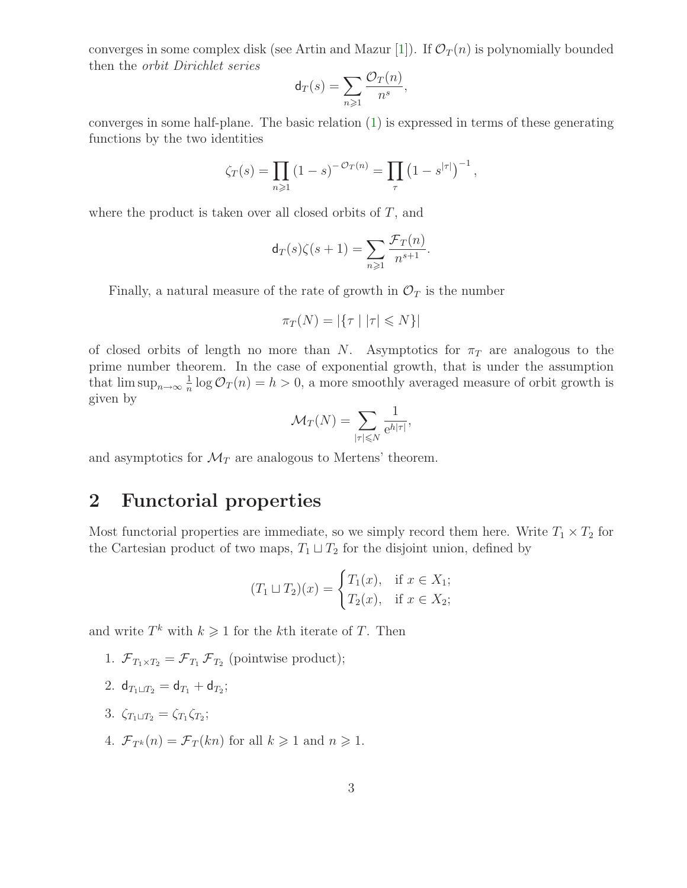converges in some complex disk (see Artin and Mazur [1]). If $\mathcal{O}_T(n)$ is polynomially bounded then the *orbit Dirichlet series*

$$\mathsf{d}_T(s) = \sum_{n \geqslant 1} \frac{\mathcal{O}_T(n)}{n^s},$$

converges in some half-plane. The basic relation (1) is expressed in terms of these generating functions by the two identities

$$\zeta_T(s) = \prod_{n \geqslant 1} (1-s)^{-\mathcal{O}_T(n)} = \prod_{\tau} \left(1 - s^{|\tau|}\right)^{-1},$$

where the product is taken over all closed orbits of $T$, and

$$\mathsf{d}_T(s)\zeta(s+1) = \sum_{n \geqslant 1} \frac{\mathcal{F}_T(n)}{n^{s+1}}.$$

Finally, a natural measure of the rate of growth in $\mathcal{O}_T$ is the number

$$\pi_T(N) = |\{\tau \mid |\tau| \leqslant N\}|$$

of closed orbits of length no more than $N$. Asymptotics for $\pi_T$ are analogous to the prime number theorem. In the case of exponential growth, that is under the assumption that $\limsup_{n\to\infty} \frac{1}{n} \log \mathcal{O}_T(n) = h > 0$, a more smoothly averaged measure of orbit growth is given by

$$\mathcal{M}_T(N) = \sum_{|\tau| \leqslant N} \frac{1}{\mathrm{e}^{h|\tau|}},$$

and asymptotics for $\mathcal{M}_T$ are analogous to Mertens' theorem.

## 2 Functorial properties

Most functorial properties are immediate, so we simply record them here. Write $T_1 \times T_2$ for the Cartesian product of two maps, $T_1 \sqcup T_2$ for the disjoint union, defined by

$$(T_1 \sqcup T_2)(x) = \begin{cases} T_1(x), & \text{if } x \in X_1; \\ T_2(x), & \text{if } x \in X_2; \end{cases}$$

and write $T^k$ with $k \geqslant 1$ for the $k$th iterate of $T$. Then

1. $\mathcal{F}_{T_1 \times T_2} = \mathcal{F}_{T_1} \mathcal{F}_{T_2}$ (pointwise product);
2. $\mathsf{d}_{T_1 \sqcup T_2} = \mathsf{d}_{T_1} + \mathsf{d}_{T_2}$;
3. $\zeta_{T_1 \sqcup T_2} = \zeta_{T_1} \zeta_{T_2}$;
4. $\mathcal{F}_{T^k}(n) = \mathcal{F}_T(kn)$ for all $k \geqslant 1$ and $n \geqslant 1$.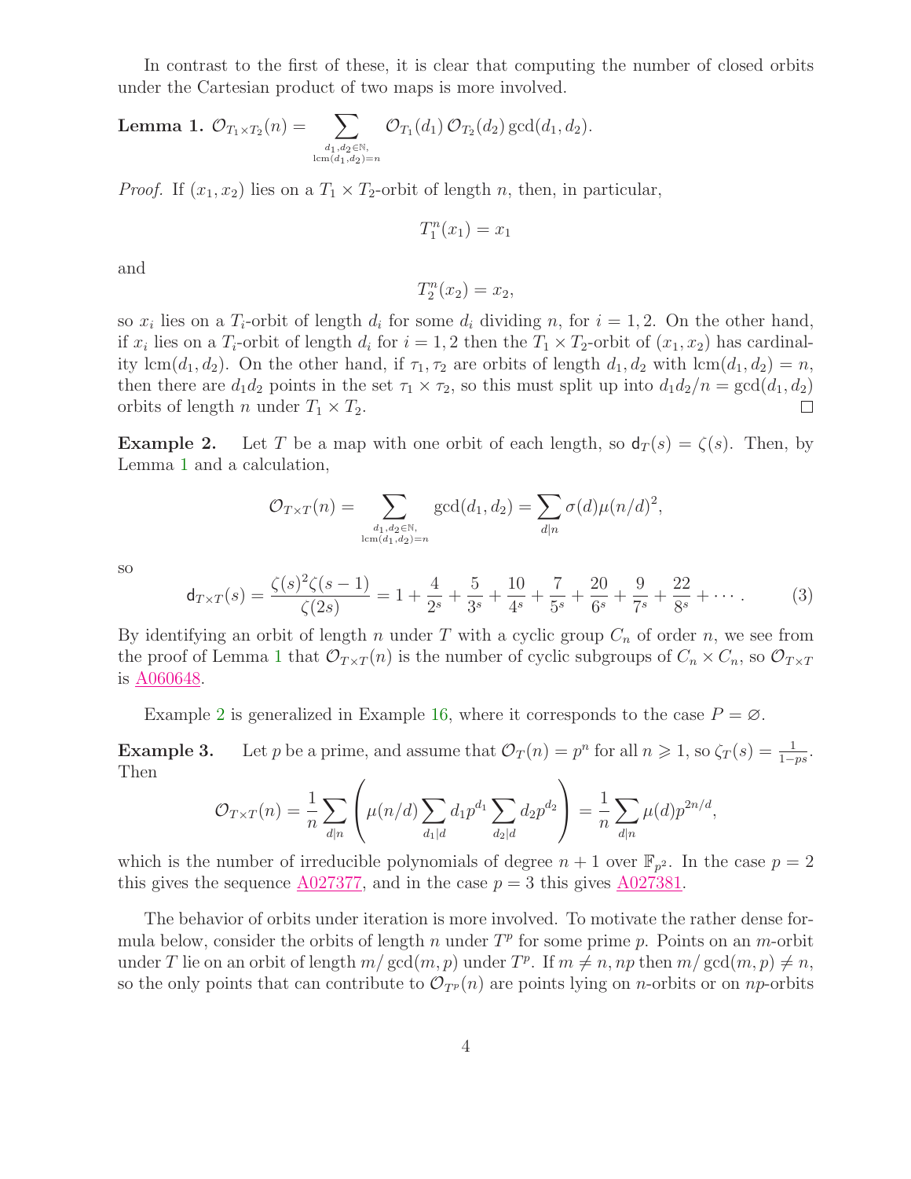In contrast to the first of these, it is clear that computing the number of closed orbits under the Cartesian product of two maps is more involved.

**Lemma 1.** $\mathcal{O}_{T_1\times T_2}(n) = \sum_{\substack{d_1,d_2\in\mathbb{N},\\ \operatorname{lcm}(d_1,d_2)=n}} \mathcal{O}_{T_1}(d_1)\,\mathcal{O}_{T_2}(d_2)\gcd(d_1,d_2).$

*Proof.* If $(x_1,x_2)$ lies on a $T_1\times T_2$-orbit of length $n$, then, in particular,

$$T_1^n(x_1)=x_1$$

and

$$T_2^n(x_2)=x_2,$$

so $x_i$ lies on a $T_i$-orbit of length $d_i$ for some $d_i$ dividing $n$, for $i=1,2$. On the other hand, if $x_i$ lies on a $T_i$-orbit of length $d_i$ for $i=1,2$ then the $T_1\times T_2$-orbit of $(x_1,x_2)$ has cardinality $\operatorname{lcm}(d_1,d_2)$. On the other hand, if $\tau_1,\tau_2$ are orbits of length $d_1,d_2$ with $\operatorname{lcm}(d_1,d_2)=n$, then there are $d_1d_2$ points in the set $\tau_1\times\tau_2$, so this must split up into $d_1d_2/n=\gcd(d_1,d_2)$ orbits of length $n$ under $T_1\times T_2$. $\square$

**Example 2.** Let $T$ be a map with one orbit of each length, so $\mathsf{d}_T(s)=\zeta(s)$. Then, by Lemma 1 and a calculation,

$$\mathcal{O}_{T\times T}(n)=\sum_{\substack{d_1,d_2\in\mathbb{N},\\ \operatorname{lcm}(d_1,d_2)=n}}\gcd(d_1,d_2)=\sum_{d|n}\sigma(d)\mu(n/d)^2,$$

so

$$\mathsf{d}_{T\times T}(s)=\frac{\zeta(s)^2\zeta(s-1)}{\zeta(2s)}=1+\frac{4}{2^s}+\frac{5}{3^s}+\frac{10}{4^s}+\frac{7}{5^s}+\frac{20}{6^s}+\frac{9}{7^s}+\frac{22}{8^s}+\cdots. \tag{3}$$

By identifying an orbit of length $n$ under $T$ with a cyclic group $C_n$ of order $n$, we see from the proof of Lemma 1 that $\mathcal{O}_{T\times T}(n)$ is the number of cyclic subgroups of $C_n\times C_n$, so $\mathcal{O}_{T\times T}$ is A060648.

Example 2 is generalized in Example 16, where it corresponds to the case $P=\varnothing$.

**Example 3.** Let $p$ be a prime, and assume that $\mathcal{O}_T(n)=p^n$ for all $n\geqslant 1$, so $\zeta_T(s)=\frac{1}{1-ps}$. Then

$$\mathcal{O}_{T\times T}(n)=\frac{1}{n}\sum_{d|n}\left(\mu(n/d)\sum_{d_1|d}d_1p^{d_1}\sum_{d_2|d}d_2p^{d_2}\right)=\frac{1}{n}\sum_{d|n}\mu(d)p^{2n/d},$$

which is the number of irreducible polynomials of degree $n+1$ over $\mathbb{F}_{p^2}$. In the case $p=2$ this gives the sequence A027377, and in the case $p=3$ this gives A027381.

The behavior of orbits under iteration is more involved. To motivate the rather dense formula below, consider the orbits of length $n$ under $T^p$ for some prime $p$. Points on an $m$-orbit under $T$ lie on an orbit of length $m/\gcd(m,p)$ under $T^p$. If $m\neq n, np$ then $m/\gcd(m,p)\neq n$, so the only points that can contribute to $\mathcal{O}_{T^p}(n)$ are points lying on $n$-orbits or on $np$-orbits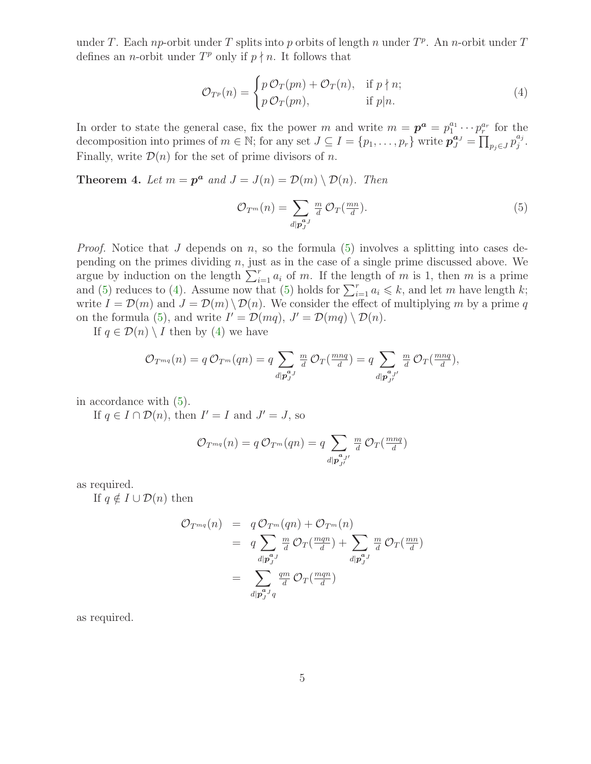under $T$. Each $np$-orbit under $T$ splits into $p$ orbits of length $n$ under $T^p$. An $n$-orbit under $T$ defines an $n$-orbit under $T^p$ only if $p \nmid n$. It follows that

$$\mathcal{O}_{T^p}(n) = \begin{cases} p\,\mathcal{O}_T(pn) + \mathcal{O}_T(n), & \text{if } p \nmid n; \\ p\,\mathcal{O}_T(pn), & \text{if } p|n. \end{cases} \tag{4}$$

In order to state the general case, fix the power $m$ and write $m = \boldsymbol{p}^{\boldsymbol{a}} = p_1^{a_1} \cdots p_r^{a_r}$ for the decomposition into primes of $m \in \mathbb{N}$; for any set $J \subseteq I = \{p_1, \dots, p_r\}$ write $\boldsymbol{p}_J^{\boldsymbol{a}_J} = \prod_{p_j \in J} p_j^{a_j}$. Finally, write $\mathcal{D}(n)$ for the set of prime divisors of $n$.

**Theorem 4.** *Let $m = \boldsymbol{p}^{\boldsymbol{a}}$ and $J = J(n) = \mathcal{D}(m) \setminus \mathcal{D}(n)$. Then*

$$\mathcal{O}_{T^m}(n) = \sum_{d | \boldsymbol{p}_J^{\boldsymbol{a}_J}} \tfrac{m}{d}\, \mathcal{O}_T(\tfrac{mn}{d}). \tag{5}$$

*Proof.* Notice that $J$ depends on $n$, so the formula (5) involves a splitting into cases depending on the primes dividing $n$, just as in the case of a single prime discussed above. We argue by induction on the length $\sum_{i=1}^r a_i$ of $m$. If the length of $m$ is 1, then $m$ is a prime and (5) reduces to (4). Assume now that (5) holds for $\sum_{i=1}^r a_i \leqslant k$, and let $m$ have length $k$; write $I = \mathcal{D}(m)$ and $J = \mathcal{D}(m) \setminus \mathcal{D}(n)$. We consider the effect of multiplying $m$ by a prime $q$ on the formula (5), and write $I' = \mathcal{D}(mq)$, $J' = \mathcal{D}(mq) \setminus \mathcal{D}(n)$.

If $q \in \mathcal{D}(n) \setminus I$ then by (4) we have

$$\mathcal{O}_{T^{mq}}(n) = q\,\mathcal{O}_{T^m}(qn) = q \sum_{d | \boldsymbol{p}_J^{\boldsymbol{a}_J}} \tfrac{m}{d}\, \mathcal{O}_T(\tfrac{mnq}{d}) = q \sum_{d | \boldsymbol{p}_{J'}^{\boldsymbol{a}_{J'}}} \tfrac{m}{d}\, \mathcal{O}_T(\tfrac{mnq}{d}),$$

in accordance with (5).

If $q \in I \cap \mathcal{D}(n)$, then $I' = I$ and $J' = J$, so

$$\mathcal{O}_{T^{mq}}(n) = q\,\mathcal{O}_{T^m}(qn) = q \sum_{d | \boldsymbol{p}_{J'}^{\boldsymbol{a}_{J'}}} \tfrac{m}{d}\, \mathcal{O}_T(\tfrac{mnq}{d})$$

as required.

If $q \notin I \cup \mathcal{D}(n)$ then

$$\begin{aligned} \mathcal{O}_{T^{mq}}(n) &= q\,\mathcal{O}_{T^m}(qn) + \mathcal{O}_{T^m}(n) \\ &= q \sum_{d | \boldsymbol{p}_J^{\boldsymbol{a}_J}} \tfrac{m}{d}\, \mathcal{O}_T(\tfrac{mqn}{d}) + \sum_{d | \boldsymbol{p}_J^{\boldsymbol{a}_J}} \tfrac{m}{d}\, \mathcal{O}_T(\tfrac{mn}{d}) \\ &= \sum_{d | \boldsymbol{p}_J^{\boldsymbol{a}_J} q} \tfrac{qm}{d}\, \mathcal{O}_T(\tfrac{mqn}{d}) \end{aligned}$$

as required.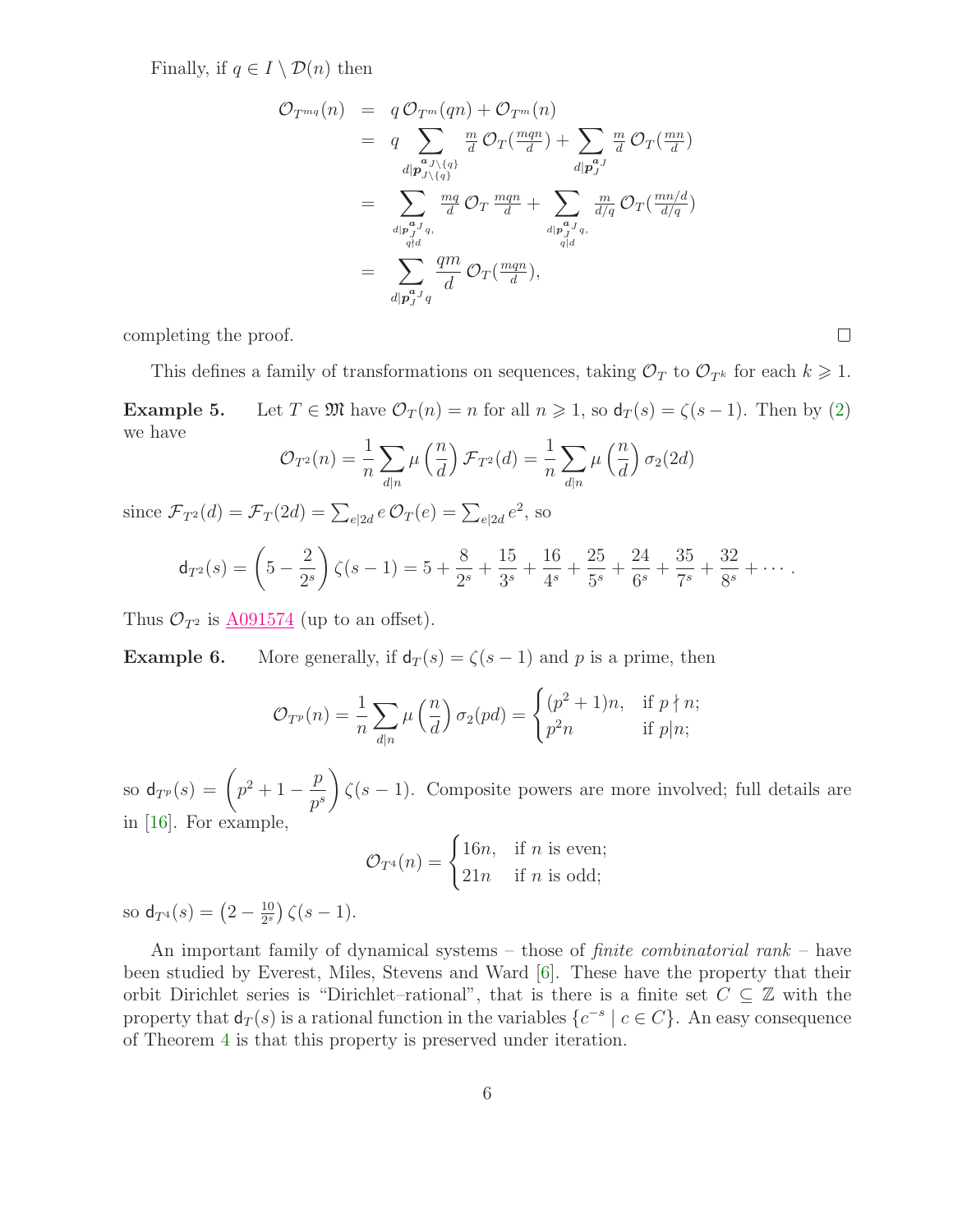Finally, if $q \in I \setminus \mathcal{D}(n)$ then

$$
\begin{aligned}
\mathcal{O}_{T^{mq}}(n) &= q\,\mathcal{O}_{T^m}(qn) + \mathcal{O}_{T^m}(n) \\
&= q \sum_{d \mid \boldsymbol{p}_{J\setminus\{q\}}^{\boldsymbol{a}_{J\setminus\{q\}}}} \tfrac{m}{d}\,\mathcal{O}_T(\tfrac{mqn}{d}) + \sum_{d \mid \boldsymbol{p}_J^{\boldsymbol{a}_J}} \tfrac{m}{d}\,\mathcal{O}_T(\tfrac{mn}{d}) \\
&= \sum_{\substack{d \mid \boldsymbol{p}_J^{\boldsymbol{a}_J} q, \\ q \nmid d}} \tfrac{mq}{d}\,\mathcal{O}_T\,\tfrac{mqn}{d} + \sum_{\substack{d \mid \boldsymbol{p}_J^{\boldsymbol{a}_J} q, \\ q \mid d}} \tfrac{m}{d/q}\,\mathcal{O}_T(\tfrac{mn/d}{d/q}) \\
&= \sum_{d \mid \boldsymbol{p}_J^{\boldsymbol{a}_J} q} \frac{qm}{d}\,\mathcal{O}_T(\tfrac{mqn}{d}),
\end{aligned}
$$

completing the proof. $\square$

This defines a family of transformations on sequences, taking $\mathcal{O}_T$ to $\mathcal{O}_{T^k}$ for each $k \geqslant 1$.

**Example 5.** Let $T \in \mathfrak{M}$ have $\mathcal{O}_T(n) = n$ for all $n \geqslant 1$, so $\mathsf{d}_T(s) = \zeta(s-1)$. Then by (2) we have

$$
\mathcal{O}_{T^2}(n) = \frac{1}{n}\sum_{d \mid n} \mu\left(\frac{n}{d}\right) \mathcal{F}_{T^2}(d) = \frac{1}{n}\sum_{d \mid n} \mu\left(\frac{n}{d}\right) \sigma_2(2d)
$$

since $\mathcal{F}_{T^2}(d) = \mathcal{F}_T(2d) = \sum_{e \mid 2d} e\,\mathcal{O}_T(e) = \sum_{e \mid 2d} e^2$, so

$$
\mathsf{d}_{T^2}(s) = \left(5 - \frac{2}{2^s}\right)\zeta(s-1) = 5 + \frac{8}{2^s} + \frac{15}{3^s} + \frac{16}{4^s} + \frac{25}{5^s} + \frac{24}{6^s} + \frac{35}{7^s} + \frac{32}{8^s} + \cdots.
$$

Thus $\mathcal{O}_{T^2}$ is A091574 (up to an offset).

**Example 6.** More generally, if $\mathsf{d}_T(s) = \zeta(s-1)$ and $p$ is a prime, then

$$
\mathcal{O}_{T^p}(n) = \frac{1}{n}\sum_{d \mid n} \mu\left(\frac{n}{d}\right) \sigma_2(pd) = \begin{cases} (p^2+1)n, & \text{if } p \nmid n; \\ p^2 n & \text{if } p \mid n; \end{cases}
$$

so $\mathsf{d}_{T^p}(s) = \left(p^2 + 1 - \dfrac{p}{p^s}\right)\zeta(s-1)$. Composite powers are more involved; full details are in [16]. For example,

$$
\mathcal{O}_{T^4}(n) = \begin{cases} 16n, & \text{if } n \text{ is even;} \\ 21n & \text{if } n \text{ is odd;} \end{cases}
$$

so $\mathsf{d}_{T^4}(s) = \left(2 - \frac{10}{2^s}\right)\zeta(s-1)$.

An important family of dynamical systems – those of *finite combinatorial rank* – have been studied by Everest, Miles, Stevens and Ward [6]. These have the property that their orbit Dirichlet series is "Dirichlet–rational", that is there is a finite set $C \subseteq \mathbb{Z}$ with the property that $\mathsf{d}_T(s)$ is a rational function in the variables $\{c^{-s} \mid c \in C\}$. An easy consequence of Theorem 4 is that this property is preserved under iteration.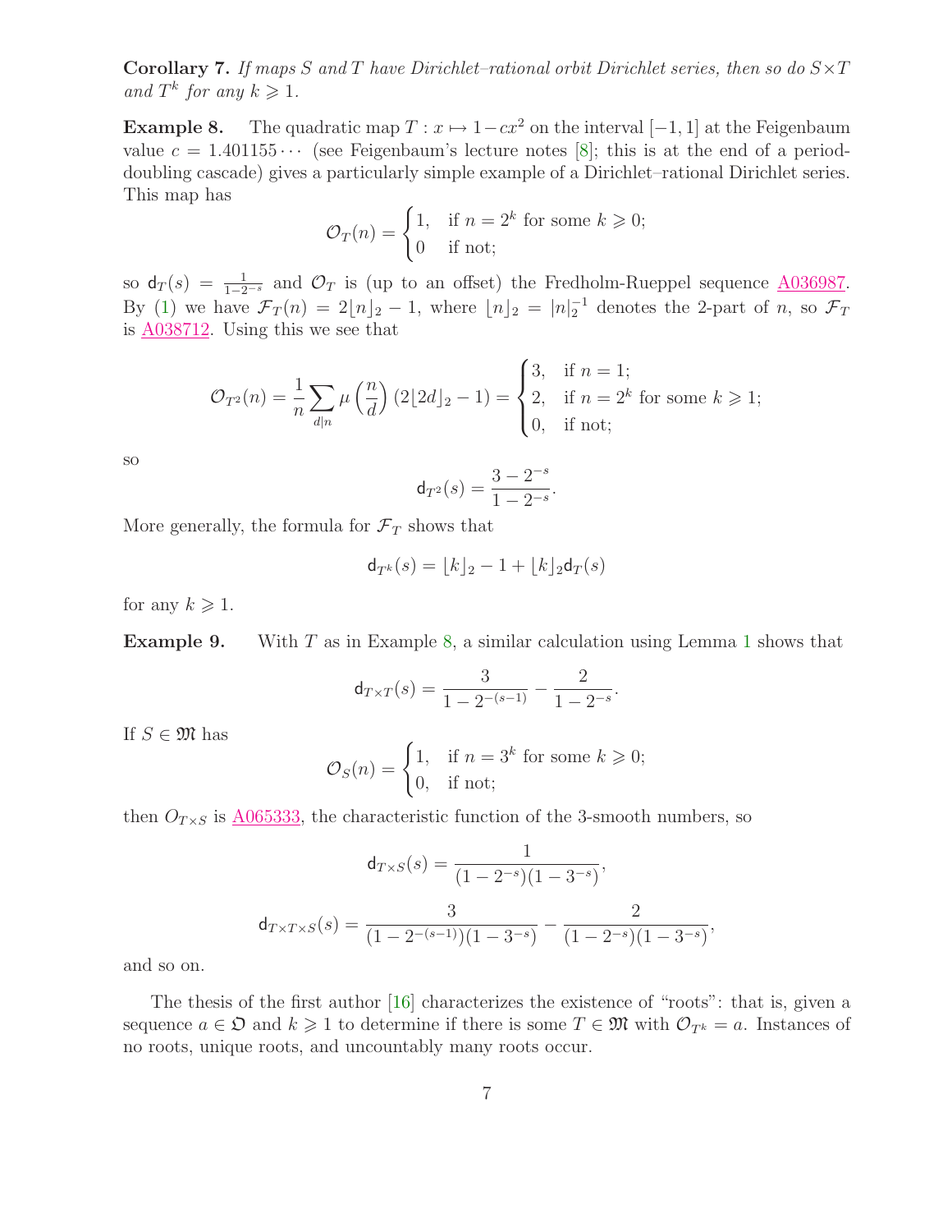**Corollary 7.** *If maps $S$ and $T$ have Dirichlet–rational orbit Dirichlet series, then so do $S\times T$ and $T^k$ for any $k \geqslant 1$.*

**Example 8.** The quadratic map $T : x \mapsto 1 - cx^2$ on the interval $[-1, 1]$ at the Feigenbaum value $c = 1.401155\cdots$ (see Feigenbaum's lecture notes [8]; this is at the end of a period-doubling cascade) gives a particularly simple example of a Dirichlet–rational Dirichlet series. This map has

$$\mathcal{O}_T(n) = \begin{cases} 1, & \text{if } n = 2^k \text{ for some } k \geqslant 0; \\ 0 & \text{if not;} \end{cases}$$

so $\mathsf{d}_T(s) = \frac{1}{1-2^{-s}}$ and $\mathcal{O}_T$ is (up to an offset) the Fredholm-Rueppel sequence A036987. By (1) we have $\mathcal{F}_T(n) = 2\lfloor n\rfloor_2 - 1$, where $\lfloor n\rfloor_2 = |n|_2^{-1}$ denotes the 2-part of $n$, so $\mathcal{F}_T$ is A038712. Using this we see that

$$\mathcal{O}_{T^2}(n) = \frac{1}{n}\sum_{d|n} \mu\left(\frac{n}{d}\right)(2\lfloor 2d\rfloor_2 - 1) = \begin{cases} 3, & \text{if } n = 1; \\ 2, & \text{if } n = 2^k \text{ for some } k \geqslant 1; \\ 0, & \text{if not;} \end{cases}$$

so

$$\mathsf{d}_{T^2}(s) = \frac{3 - 2^{-s}}{1 - 2^{-s}}.$$

More generally, the formula for $\mathcal{F}_T$ shows that

$$\mathsf{d}_{T^k}(s) = \lfloor k\rfloor_2 - 1 + \lfloor k\rfloor_2 \mathsf{d}_T(s)$$

for any $k \geqslant 1$.

**Example 9.** With $T$ as in Example 8, a similar calculation using Lemma 1 shows that

$$\mathsf{d}_{T\times T}(s) = \frac{3}{1 - 2^{-(s-1)}} - \frac{2}{1 - 2^{-s}}.$$

If $S \in \mathfrak{M}$ has

$$\mathcal{O}_S(n) = \begin{cases} 1, & \text{if } n = 3^k \text{ for some } k \geqslant 0; \\ 0, & \text{if not;} \end{cases}$$

then $O_{T\times S}$ is A065333, the characteristic function of the 3-smooth numbers, so

$$\mathsf{d}_{T\times S}(s) = \frac{1}{(1 - 2^{-s})(1 - 3^{-s})},$$

$$\mathsf{d}_{T\times T\times S}(s) = \frac{3}{(1 - 2^{-(s-1)})(1 - 3^{-s})} - \frac{2}{(1 - 2^{-s})(1 - 3^{-s})},$$

and so on.

The thesis of the first author [16] characterizes the existence of "roots": that is, given a sequence $a \in \mathfrak{O}$ and $k \geqslant 1$ to determine if there is some $T \in \mathfrak{M}$ with $\mathcal{O}_{T^k} = a$. Instances of no roots, unique roots, and uncountably many roots occur.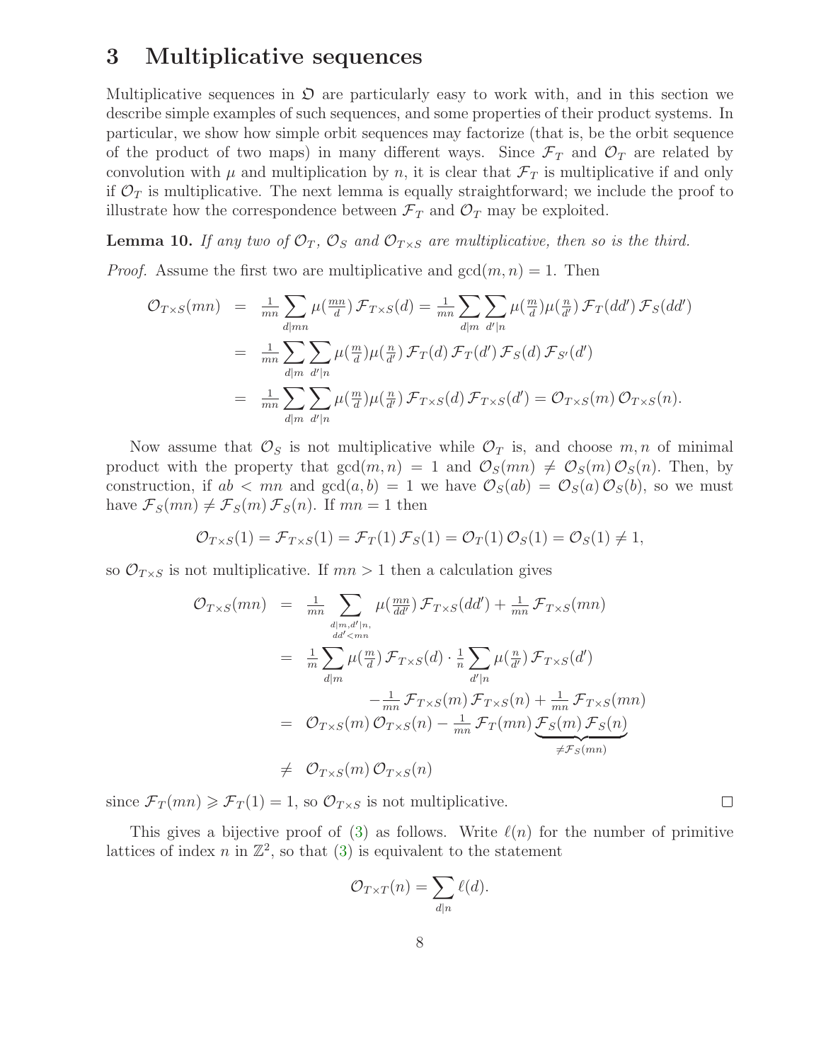## 3 Multiplicative sequences

Multiplicative sequences in $\mathfrak{O}$ are particularly easy to work with, and in this section we describe simple examples of such sequences, and some properties of their product systems. In particular, we show how simple orbit sequences may factorize (that is, be the orbit sequence of the product of two maps) in many different ways. Since $\mathcal{F}_T$ and $\mathcal{O}_T$ are related by convolution with $\mu$ and multiplication by $n$, it is clear that $\mathcal{F}_T$ is multiplicative if and only if $\mathcal{O}_T$ is multiplicative. The next lemma is equally straightforward; we include the proof to illustrate how the correspondence between $\mathcal{F}_T$ and $\mathcal{O}_T$ may be exploited.

**Lemma 10.** *If any two of $\mathcal{O}_T$, $\mathcal{O}_S$ and $\mathcal{O}_{T\times S}$ are multiplicative, then so is the third.*

*Proof.* Assume the first two are multiplicative and $\gcd(m,n)=1$. Then

$$\begin{aligned}
\mathcal{O}_{T\times S}(mn) &= \tfrac{1}{mn}\sum_{d|mn}\mu(\tfrac{mn}{d})\,\mathcal{F}_{T\times S}(d) = \tfrac{1}{mn}\sum_{d|m}\sum_{d'|n}\mu(\tfrac{m}{d})\mu(\tfrac{n}{d'})\,\mathcal{F}_T(dd')\,\mathcal{F}_S(dd') \\
&= \tfrac{1}{mn}\sum_{d|m}\sum_{d'|n}\mu(\tfrac{m}{d})\mu(\tfrac{n}{d'})\,\mathcal{F}_T(d)\,\mathcal{F}_T(d')\,\mathcal{F}_S(d)\,\mathcal{F}_{S'}(d') \\
&= \tfrac{1}{mn}\sum_{d|m}\sum_{d'|n}\mu(\tfrac{m}{d})\mu(\tfrac{n}{d'})\,\mathcal{F}_{T\times S}(d)\,\mathcal{F}_{T\times S}(d') = \mathcal{O}_{T\times S}(m)\,\mathcal{O}_{T\times S}(n).
\end{aligned}$$

Now assume that $\mathcal{O}_S$ is not multiplicative while $\mathcal{O}_T$ is, and choose $m,n$ of minimal product with the property that $\gcd(m,n)=1$ and $\mathcal{O}_S(mn)\neq\mathcal{O}_S(m)\,\mathcal{O}_S(n)$. Then, by construction, if $ab<mn$ and $\gcd(a,b)=1$ we have $\mathcal{O}_S(ab)=\mathcal{O}_S(a)\,\mathcal{O}_S(b)$, so we must have $\mathcal{F}_S(mn)\neq\mathcal{F}_S(m)\,\mathcal{F}_S(n)$. If $mn=1$ then

$$\mathcal{O}_{T\times S}(1)=\mathcal{F}_{T\times S}(1)=\mathcal{F}_T(1)\,\mathcal{F}_S(1)=\mathcal{O}_T(1)\,\mathcal{O}_S(1)=\mathcal{O}_S(1)\neq 1,$$

so $\mathcal{O}_{T\times S}$ is not multiplicative. If $mn>1$ then a calculation gives

$$\begin{aligned}
\mathcal{O}_{T\times S}(mn) &= \tfrac{1}{mn}\sum_{\substack{d|m,d'|n,\\ dd'<mn}}\mu(\tfrac{mn}{dd'})\,\mathcal{F}_{T\times S}(dd') + \tfrac{1}{mn}\,\mathcal{F}_{T\times S}(mn) \\
&= \tfrac{1}{m}\sum_{d|m}\mu(\tfrac{m}{d})\,\mathcal{F}_{T\times S}(d)\cdot\tfrac{1}{n}\sum_{d'|n}\mu(\tfrac{n}{d'})\,\mathcal{F}_{T\times S}(d') \\
&\qquad\qquad -\tfrac{1}{mn}\,\mathcal{F}_{T\times S}(m)\,\mathcal{F}_{T\times S}(n)+\tfrac{1}{mn}\,\mathcal{F}_{T\times S}(mn) \\
&= \mathcal{O}_{T\times S}(m)\,\mathcal{O}_{T\times S}(n)-\tfrac{1}{mn}\,\mathcal{F}_T(mn)\underbrace{\mathcal{F}_S(m)\,\mathcal{F}_S(n)}_{\neq\mathcal{F}_S(mn)} \\
&\neq \mathcal{O}_{T\times S}(m)\,\mathcal{O}_{T\times S}(n)
\end{aligned}$$

since $\mathcal{F}_T(mn)\geqslant\mathcal{F}_T(1)=1$, so $\mathcal{O}_{T\times S}$ is not multiplicative. ∎

This gives a bijective proof of (3) as follows. Write $\ell(n)$ for the number of primitive lattices of index $n$ in $\mathbb{Z}^2$, so that (3) is equivalent to the statement

$$\mathcal{O}_{T\times T}(n)=\sum_{d|n}\ell(d).$$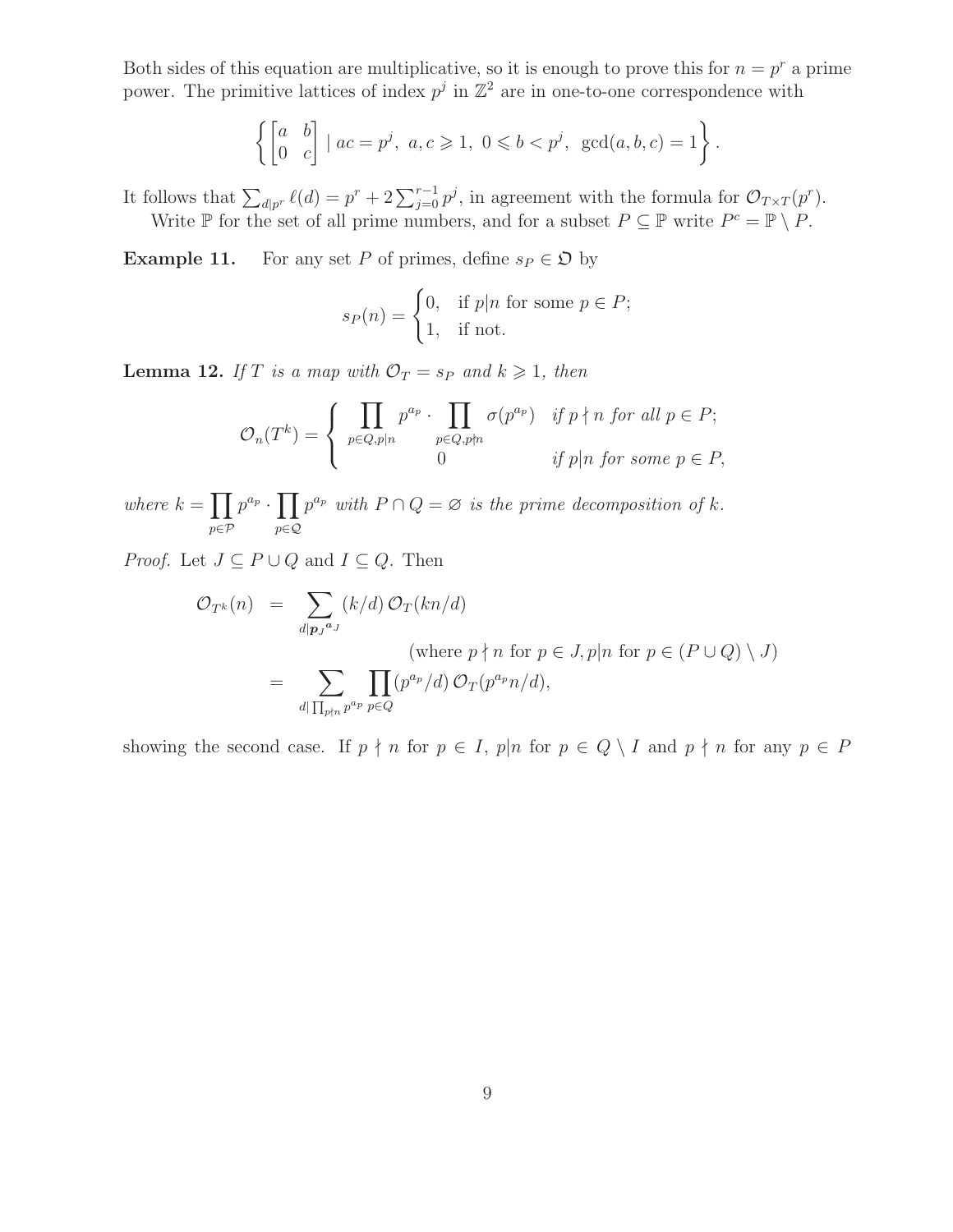Both sides of this equation are multiplicative, so it is enough to prove this for $n = p^r$ a prime power. The primitive lattices of index $p^j$ in $\mathbb{Z}^2$ are in one-to-one correspondence with

$$\left\{ \begin{bmatrix} a & b \\ 0 & c \end{bmatrix} \mid ac = p^j,\ a, c \geqslant 1,\ 0 \leqslant b < p^j,\ \gcd(a, b, c) = 1 \right\}.$$

It follows that $\sum_{d|p^r} \ell(d) = p^r + 2\sum_{j=0}^{r-1} p^j$, in agreement with the formula for $\mathcal{O}_{T\times T}(p^r)$.

Write $\mathbb{P}$ for the set of all prime numbers, and for a subset $P \subseteq \mathbb{P}$ write $P^c = \mathbb{P} \setminus P$.

**Example 11.** For any set $P$ of primes, define $s_P \in \mathfrak{O}$ by

$$s_P(n) = \begin{cases} 0, & \text{if } p|n \text{ for some } p \in P; \\ 1, & \text{if not.} \end{cases}$$

**Lemma 12.** *If $T$ is a map with $\mathcal{O}_T = s_P$ and $k \geqslant 1$, then*

$$\mathcal{O}_n(T^k) = \begin{cases} \displaystyle\prod_{p\in Q, p|n} p^{a_p} \cdot \prod_{p\in Q, p\nmid n} \sigma(p^{a_p}) & \text{if } p \nmid n \text{ for all } p \in P; \\ 0 & \text{if } p|n \text{ for some } p \in P, \end{cases}$$

*where $k = \displaystyle\prod_{p\in\mathcal{P}} p^{a_p} \cdot \prod_{p\in\mathcal{Q}} p^{a_p}$ with $P \cap Q = \varnothing$ is the prime decomposition of $k$.*

*Proof.* Let $J \subseteq P \cup Q$ and $I \subseteq Q$. Then

$$\begin{aligned}
\mathcal{O}_{T^k}(n) &= \sum_{d|\boldsymbol{p}_J{}^{\boldsymbol{a}_J}} (k/d)\,\mathcal{O}_T(kn/d) \\
&\qquad\qquad\qquad (\text{where } p \nmid n \text{ for } p \in J, p|n \text{ for } p \in (P\cup Q)\setminus J) \\
&= \sum_{d|\prod_{p\nmid n} p^{a_p}} \prod_{p\in Q} (p^{a_p}/d)\,\mathcal{O}_T(p^{a_p}n/d),
\end{aligned}$$

showing the second case. If $p \nmid n$ for $p \in I$, $p|n$ for $p \in Q \setminus I$ and $p \nmid n$ for any $p \in P$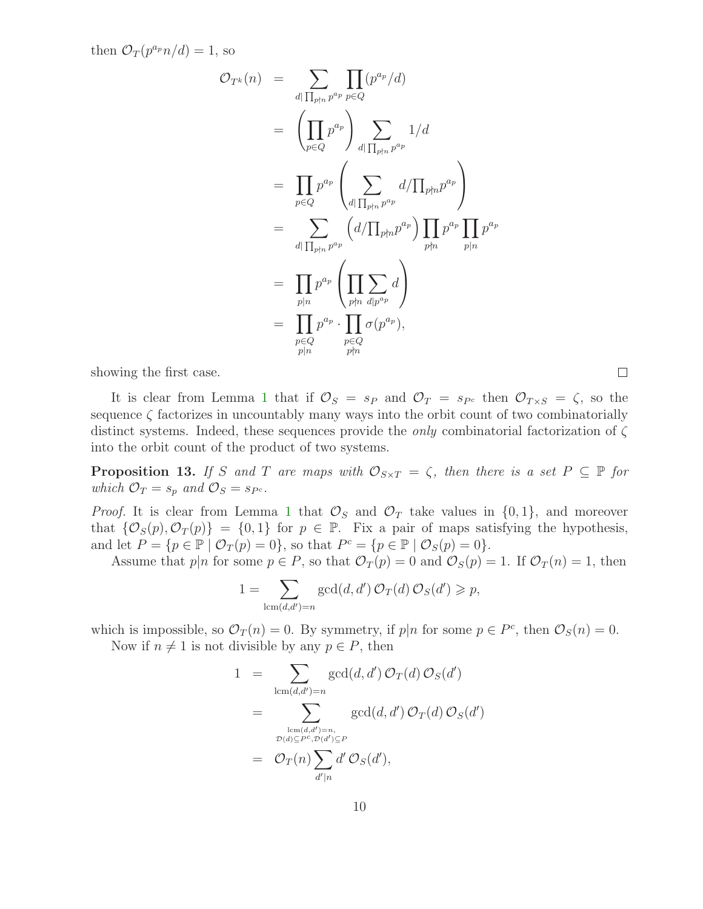then $\mathcal{O}_T(p^{a_p} n/d) = 1$, so

$$
\begin{aligned}
\mathcal{O}_{T^k}(n) &= \sum_{d \mid \prod_{p \nmid n} p^{a_p}} \prod_{p \in Q} (p^{a_p}/d) \\
&= \left( \prod_{p \in Q} p^{a_p} \right) \sum_{d \mid \prod_{p \nmid n} p^{a_p}} 1/d \\
&= \prod_{p \in Q} p^{a_p} \left( \sum_{d \mid \prod_{p \nmid n} p^{a_p}} d / \textstyle\prod_{p \nmid n} p^{a_p} \right) \\
&= \sum_{d \mid \prod_{p \nmid n} p^{a_p}} \left( d / \textstyle\prod_{p \nmid n} p^{a_p} \right) \prod_{p \nmid n} p^{a_p} \prod_{p \mid n} p^{a_p} \\
&= \prod_{p \mid n} p^{a_p} \left( \prod_{p \nmid n} \sum_{d \mid p^{a_p}} d \right) \\
&= \prod_{\substack{p \in Q \\ p \mid n}} p^{a_p} \cdot \prod_{\substack{p \in Q \\ p \nmid n}} \sigma(p^{a_p}),
\end{aligned}
$$

showing the first case. □

It is clear from Lemma 1 that if $\mathcal{O}_S = s_P$ and $\mathcal{O}_T = s_{P^c}$ then $\mathcal{O}_{T \times S} = \zeta$, so the sequence $\zeta$ factorizes in uncountably many ways into the orbit count of two combinatorially distinct systems. Indeed, these sequences provide the *only* combinatorial factorization of $\zeta$ into the orbit count of the product of two systems.

**Proposition 13.** *If $S$ and $T$ are maps with $\mathcal{O}_{S \times T} = \zeta$, then there is a set $P \subseteq \mathbb{P}$ for which $\mathcal{O}_T = s_p$ and $\mathcal{O}_S = s_{P^c}$.*

*Proof.* It is clear from Lemma 1 that $\mathcal{O}_S$ and $\mathcal{O}_T$ take values in $\{0, 1\}$, and moreover that $\{\mathcal{O}_S(p), \mathcal{O}_T(p)\} = \{0, 1\}$ for $p \in \mathbb{P}$. Fix a pair of maps satisfying the hypothesis, and let $P = \{p \in \mathbb{P} \mid \mathcal{O}_T(p) = 0\}$, so that $P^c = \{p \in \mathbb{P} \mid \mathcal{O}_S(p) = 0\}$.

Assume that $p|n$ for some $p \in P$, so that $\mathcal{O}_T(p) = 0$ and $\mathcal{O}_S(p) = 1$. If $\mathcal{O}_T(n) = 1$, then

$$
1 = \sum_{\operatorname{lcm}(d,d')=n} \gcd(d, d')\, \mathcal{O}_T(d)\, \mathcal{O}_S(d') \geqslant p,
$$

which is impossible, so $\mathcal{O}_T(n) = 0$. By symmetry, if $p|n$ for some $p \in P^c$, then $\mathcal{O}_S(n) = 0$.

Now if $n \neq 1$ is not divisible by any $p \in P$, then

$$
\begin{aligned}
1 &= \sum_{\operatorname{lcm}(d,d')=n} \gcd(d, d')\, \mathcal{O}_T(d)\, \mathcal{O}_S(d') \\
&= \sum_{\substack{\operatorname{lcm}(d,d')=n, \\ \mathcal{D}(d) \subseteq P^c, \mathcal{D}(d') \subseteq P}} \gcd(d, d')\, \mathcal{O}_T(d)\, \mathcal{O}_S(d') \\
&= \mathcal{O}_T(n) \sum_{d' \mid n} d'\, \mathcal{O}_S(d'),
\end{aligned}
$$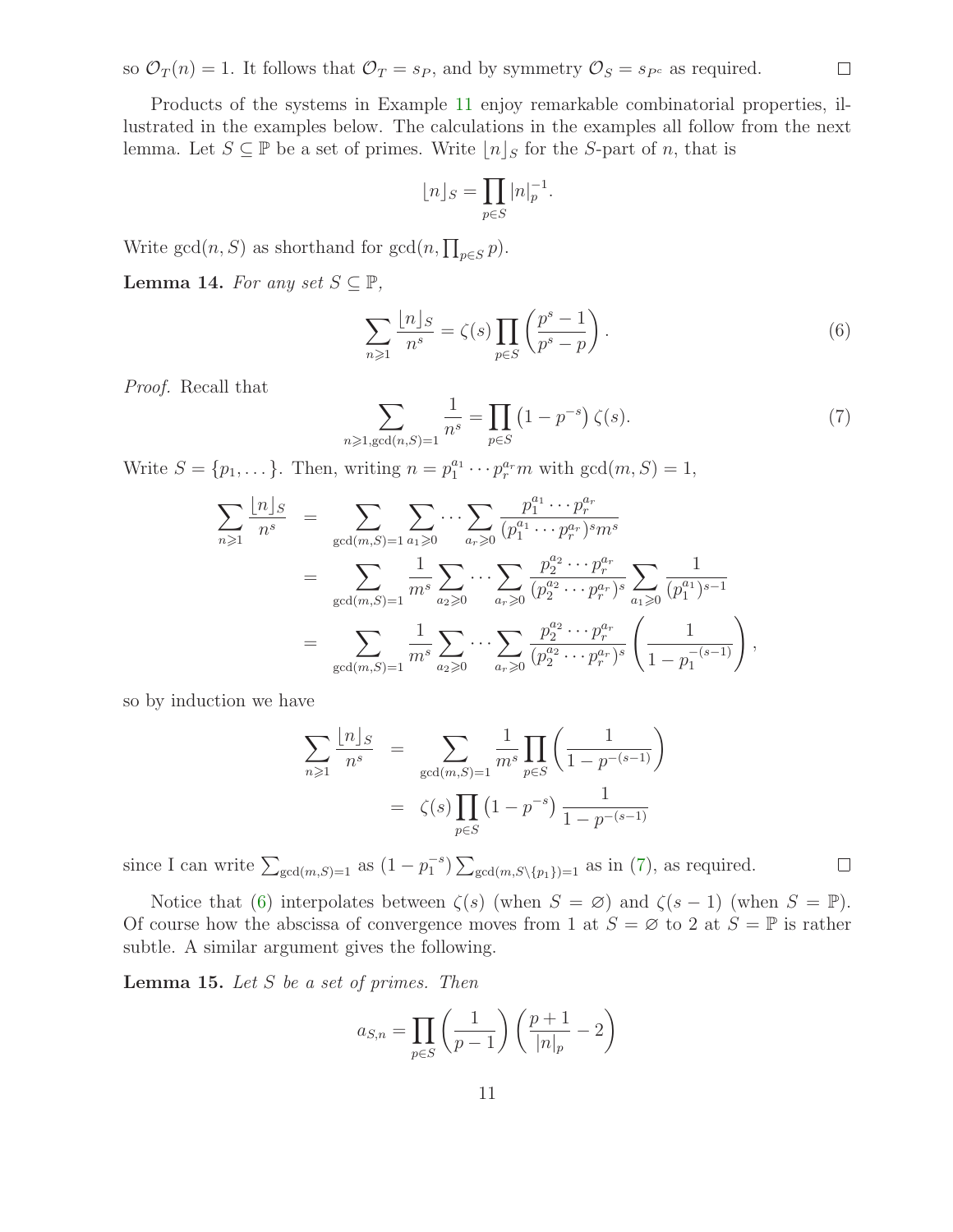so $\mathcal{O}_T(n) = 1$. It follows that $\mathcal{O}_T = s_P$, and by symmetry $\mathcal{O}_S = s_{P^c}$ as required. $\square$

Products of the systems in Example 11 enjoy remarkable combinatorial properties, illustrated in the examples below. The calculations in the examples all follow from the next lemma. Let $S \subseteq \mathbb{P}$ be a set of primes. Write $\lfloor n \rfloor_S$ for the $S$-part of $n$, that is

$$\lfloor n \rfloor_S = \prod_{p \in S} |n|_p^{-1}.$$

Write $\gcd(n, S)$ as shorthand for $\gcd(n, \prod_{p \in S} p)$.

**Lemma 14.** *For any set $S \subseteq \mathbb{P}$,*

$$\sum_{n \geqslant 1} \frac{\lfloor n \rfloor_S}{n^s} = \zeta(s) \prod_{p \in S} \left( \frac{p^s - 1}{p^s - p} \right). \tag{6}$$

*Proof.* Recall that

$$\sum_{n \geqslant 1, \gcd(n,S)=1} \frac{1}{n^s} = \prod_{p \in S} \left(1 - p^{-s}\right) \zeta(s). \tag{7}$$

Write $S = \{p_1, \dots\}$. Then, writing $n = p_1^{a_1} \cdots p_r^{a_r} m$ with $\gcd(m, S) = 1$,

$$\begin{aligned}
\sum_{n \geqslant 1} \frac{\lfloor n \rfloor_S}{n^s} &= \sum_{\gcd(m,S)=1} \sum_{a_1 \geqslant 0} \cdots \sum_{a_r \geqslant 0} \frac{p_1^{a_1} \cdots p_r^{a_r}}{(p_1^{a_1} \cdots p_r^{a_r})^s m^s} \\
&= \sum_{\gcd(m,S)=1} \frac{1}{m^s} \sum_{a_2 \geqslant 0} \cdots \sum_{a_r \geqslant 0} \frac{p_2^{a_2} \cdots p_r^{a_r}}{(p_2^{a_2} \cdots p_r^{a_r})^s} \sum_{a_1 \geqslant 0} \frac{1}{(p_1^{a_1})^{s-1}} \\
&= \sum_{\gcd(m,S)=1} \frac{1}{m^s} \sum_{a_2 \geqslant 0} \cdots \sum_{a_r \geqslant 0} \frac{p_2^{a_2} \cdots p_r^{a_r}}{(p_2^{a_2} \cdots p_r^{a_r})^s} \left( \frac{1}{1 - p_1^{-(s-1)}} \right),
\end{aligned}$$

so by induction we have

$$\begin{aligned}
\sum_{n \geqslant 1} \frac{\lfloor n \rfloor_S}{n^s} &= \sum_{\gcd(m,S)=1} \frac{1}{m^s} \prod_{p \in S} \left( \frac{1}{1 - p^{-(s-1)}} \right) \\
&= \zeta(s) \prod_{p \in S} \left(1 - p^{-s}\right) \frac{1}{1 - p^{-(s-1)}}
\end{aligned}$$

since I can write $\sum_{\gcd(m,S)=1}$ as $(1 - p_1^{-s}) \sum_{\gcd(m, S \setminus \{p_1\})=1}$ as in (7), as required. $\square$

Notice that (6) interpolates between $\zeta(s)$ (when $S = \varnothing$) and $\zeta(s-1)$ (when $S = \mathbb{P}$). Of course how the abscissa of convergence moves from 1 at $S = \varnothing$ to 2 at $S = \mathbb{P}$ is rather subtle. A similar argument gives the following.

**Lemma 15.** *Let $S$ be a set of primes. Then*

$$a_{S,n} = \prod_{p \in S} \left( \frac{1}{p-1} \right) \left( \frac{p+1}{|n|_p} - 2 \right)$$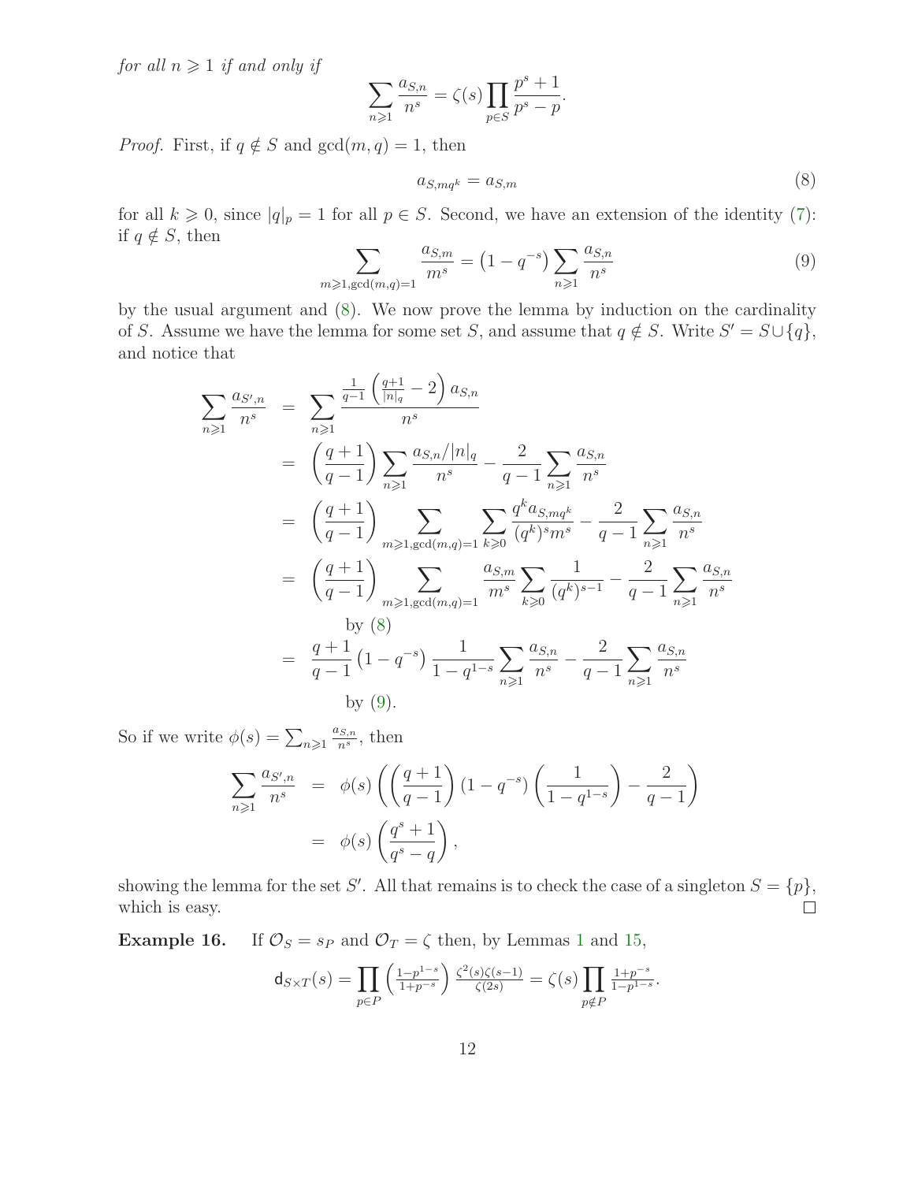*for all* $n \geqslant 1$ *if and only if*

$$\sum_{n\geqslant 1}\frac{a_{S,n}}{n^s}=\zeta(s)\prod_{p\in S}\frac{p^s+1}{p^s-p}.$$

*Proof.* First, if $q \notin S$ and $\gcd(m,q)=1$, then

$$a_{S,mq^k}=a_{S,m} \tag{8}$$

for all $k\geqslant 0$, since $|q|_p=1$ for all $p\in S$. Second, we have an extension of the identity (7): if $q\notin S$, then

$$\sum_{m\geqslant 1,\gcd(m,q)=1}\frac{a_{S,m}}{m^s}=\left(1-q^{-s}\right)\sum_{n\geqslant 1}\frac{a_{S,n}}{n^s} \tag{9}$$

by the usual argument and (8). We now prove the lemma by induction on the cardinality of $S$. Assume we have the lemma for some set $S$, and assume that $q\notin S$. Write $S'=S\cup\{q\}$, and notice that

$$\begin{aligned}
\sum_{n\geqslant 1}\frac{a_{S',n}}{n^s} &= \sum_{n\geqslant 1}\frac{\frac{1}{q-1}\left(\frac{q+1}{|n|_q}-2\right)a_{S,n}}{n^s}\\
&= \left(\frac{q+1}{q-1}\right)\sum_{n\geqslant 1}\frac{a_{S,n}/|n|_q}{n^s}-\frac{2}{q-1}\sum_{n\geqslant 1}\frac{a_{S,n}}{n^s}\\
&= \left(\frac{q+1}{q-1}\right)\sum_{m\geqslant 1,\gcd(m,q)=1}\sum_{k\geqslant 0}\frac{q^k a_{S,mq^k}}{(q^k)^s m^s}-\frac{2}{q-1}\sum_{n\geqslant 1}\frac{a_{S,n}}{n^s}\\
&= \left(\frac{q+1}{q-1}\right)\sum_{m\geqslant 1,\gcd(m,q)=1}\frac{a_{S,m}}{m^s}\sum_{k\geqslant 0}\frac{1}{(q^k)^{s-1}}-\frac{2}{q-1}\sum_{n\geqslant 1}\frac{a_{S,n}}{n^s}\\
&\qquad \text{by (8)}\\
&= \frac{q+1}{q-1}\left(1-q^{-s}\right)\frac{1}{1-q^{1-s}}\sum_{n\geqslant 1}\frac{a_{S,n}}{n^s}-\frac{2}{q-1}\sum_{n\geqslant 1}\frac{a_{S,n}}{n^s}\\
&\qquad \text{by (9).}
\end{aligned}$$

So if we write $\phi(s)=\sum_{n\geqslant 1}\frac{a_{S,n}}{n^s}$, then

$$\begin{aligned}
\sum_{n\geqslant 1}\frac{a_{S',n}}{n^s} &= \phi(s)\left(\left(\frac{q+1}{q-1}\right)\left(1-q^{-s}\right)\left(\frac{1}{1-q^{1-s}}\right)-\frac{2}{q-1}\right)\\
&= \phi(s)\left(\frac{q^s+1}{q^s-q}\right),
\end{aligned}$$

showing the lemma for the set $S'$. All that remains is to check the case of a singleton $S=\{p\}$, which is easy. $\square$

**Example 16.** If $\mathcal{O}_S=s_P$ and $\mathcal{O}_T=\zeta$ then, by Lemmas 1 and 15,

$$\mathsf{d}_{S\times T}(s)=\prod_{p\in P}\left(\tfrac{1-p^{1-s}}{1+p^{-s}}\right)\tfrac{\zeta^2(s)\zeta(s-1)}{\zeta(2s)}=\zeta(s)\prod_{p\notin P}\tfrac{1+p^{-s}}{1-p^{1-s}}.$$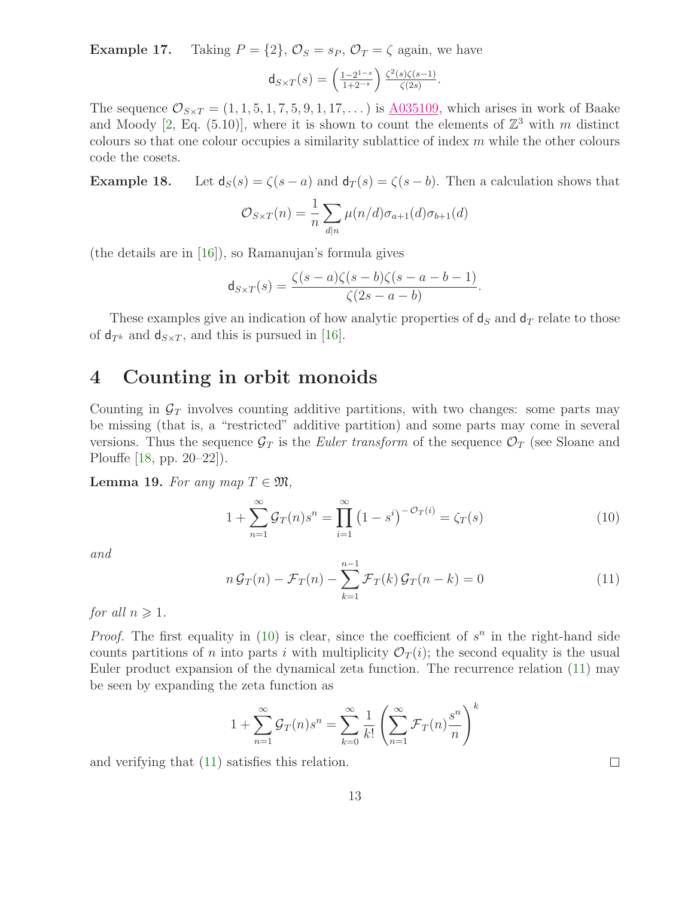**Example 17.** Taking $P = \{2\}$, $\mathcal{O}_S = s_P$, $\mathcal{O}_T = \zeta$ again, we have

$$\mathsf{d}_{S\times T}(s) = \left(\tfrac{1-2^{1-s}}{1+2^{-s}}\right) \tfrac{\zeta^2(s)\zeta(s-1)}{\zeta(2s)}.$$

The sequence $\mathcal{O}_{S\times T} = (1, 1, 5, 1, 7, 5, 9, 1, 17, \dots)$ is A035109, which arises in work of Baake and Moody [2, Eq. (5.10)], where it is shown to count the elements of $\mathbb{Z}^3$ with $m$ distinct colours so that one colour occupies a similarity sublattice of index $m$ while the other colours code the cosets.

**Example 18.** Let $\mathsf{d}_S(s) = \zeta(s-a)$ and $\mathsf{d}_T(s) = \zeta(s-b)$. Then a calculation shows that

$$\mathcal{O}_{S\times T}(n) = \frac{1}{n}\sum_{d|n} \mu(n/d)\sigma_{a+1}(d)\sigma_{b+1}(d)$$

(the details are in [16]), so Ramanujan's formula gives

$$\mathsf{d}_{S\times T}(s) = \frac{\zeta(s-a)\zeta(s-b)\zeta(s-a-b-1)}{\zeta(2s-a-b)}.$$

These examples give an indication of how analytic properties of $\mathsf{d}_S$ and $\mathsf{d}_T$ relate to those of $\mathsf{d}_{T^k}$ and $\mathsf{d}_{S\times T}$, and this is pursued in [16].

# 4 Counting in orbit monoids

Counting in $\mathcal{G}_T$ involves counting additive partitions, with two changes: some parts may be missing (that is, a "restricted" additive partition) and some parts may come in several versions. Thus the sequence $\mathcal{G}_T$ is the *Euler transform* of the sequence $\mathcal{O}_T$ (see Sloane and Plouffe [18, pp. 20–22]).

**Lemma 19.** *For any map $T \in \mathfrak{M}$,*

$$1 + \sum_{n=1}^{\infty} \mathcal{G}_T(n) s^n = \prod_{i=1}^{\infty} \left(1 - s^i\right)^{-\mathcal{O}_T(i)} = \zeta_T(s) \tag{10}$$

*and*

$$n\,\mathcal{G}_T(n) - \mathcal{F}_T(n) - \sum_{k=1}^{n-1} \mathcal{F}_T(k)\,\mathcal{G}_T(n-k) = 0 \tag{11}$$

*for all $n \geqslant 1$.*

*Proof.* The first equality in (10) is clear, since the coefficient of $s^n$ in the right-hand side counts partitions of $n$ into parts $i$ with multiplicity $\mathcal{O}_T(i)$; the second equality is the usual Euler product expansion of the dynamical zeta function. The recurrence relation (11) may be seen by expanding the zeta function as

$$1 + \sum_{n=1}^{\infty} \mathcal{G}_T(n) s^n = \sum_{k=0}^{\infty} \frac{1}{k!}\left(\sum_{n=1}^{\infty} \mathcal{F}_T(n)\frac{s^n}{n}\right)^k$$

and verifying that (11) satisfies this relation. □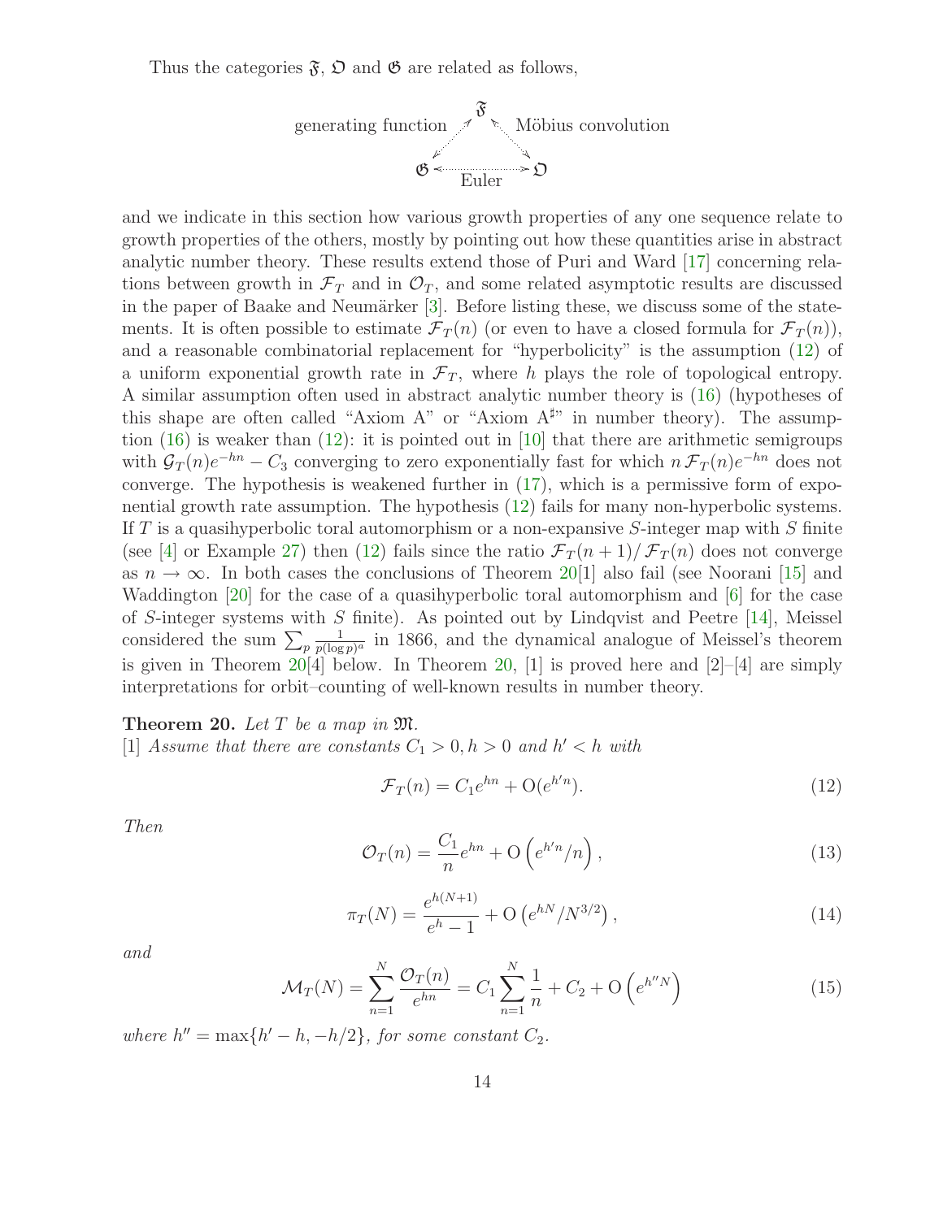Thus the categories $\mathfrak{F}$, $\mathfrak{O}$ and $\mathfrak{G}$ are related as follows,

$$
\begin{array}{ccc}
 & \mathfrak{F} & \\
\text{generating function} \nearrow\swarrow & & \nwarrow\searrow \text{Möbius convolution} \\
\mathfrak{G} & \underset{\text{Euler}}{\longleftrightarrow} & \mathfrak{O}
\end{array}
$$

and we indicate in this section how various growth properties of any one sequence relate to growth properties of the others, mostly by pointing out how these quantities arise in abstract analytic number theory. These results extend those of Puri and Ward [17] concerning relations between growth in $\mathcal{F}_T$ and in $\mathcal{O}_T$, and some related asymptotic results are discussed in the paper of Baake and Neumärker [3]. Before listing these, we discuss some of the statements. It is often possible to estimate $\mathcal{F}_T(n)$ (or even to have a closed formula for $\mathcal{F}_T(n)$), and a reasonable combinatorial replacement for "hyperbolicity" is the assumption (12) of a uniform exponential growth rate in $\mathcal{F}_T$, where $h$ plays the role of topological entropy. A similar assumption often used in abstract analytic number theory is (16) (hypotheses of this shape are often called "Axiom A" or "Axiom A$^\sharp$" in number theory). The assumption (16) is weaker than (12): it is pointed out in [10] that there are arithmetic semigroups with $\mathcal{G}_T(n)e^{-hn} - C_3$ converging to zero exponentially fast for which $n\,\mathcal{F}_T(n)e^{-hn}$ does not converge. The hypothesis is weakened further in (17), which is a permissive form of exponential growth rate assumption. The hypothesis (12) fails for many non-hyperbolic systems. If $T$ is a quasihyperbolic toral automorphism or a non-expansive $S$-integer map with $S$ finite (see [4] or Example 27) then (12) fails since the ratio $\mathcal{F}_T(n+1)/\,\mathcal{F}_T(n)$ does not converge as $n \to \infty$. In both cases the conclusions of Theorem 20[1] also fail (see Noorani [15] and Waddington [20] for the case of a quasihyperbolic toral automorphism and [6] for the case of $S$-integer systems with $S$ finite). As pointed out by Lindqvist and Peetre [14], Meissel considered the sum $\sum_p \frac{1}{p(\log p)^a}$ in 1866, and the dynamical analogue of Meissel's theorem is given in Theorem 20[4] below. In Theorem 20, [1] is proved here and [2]–[4] are simply interpretations for orbit–counting of well-known results in number theory.

**Theorem 20.** *Let $T$ be a map in $\mathfrak{M}$.*
[1] *Assume that there are constants $C_1 > 0, h > 0$ and $h' < h$ with*

$$\mathcal{F}_T(n) = C_1 e^{hn} + \mathrm{O}(e^{h'n}). \tag{12}$$

*Then*

$$\mathcal{O}_T(n) = \frac{C_1}{n}e^{hn} + \mathrm{O}\left(e^{h'n}/n\right), \tag{13}$$

$$\pi_T(N) = \frac{e^{h(N+1)}}{e^h - 1} + \mathrm{O}\left(e^{hN}/N^{3/2}\right), \tag{14}$$

*and*

$$\mathcal{M}_T(N) = \sum_{n=1}^{N} \frac{\mathcal{O}_T(n)}{e^{hn}} = C_1 \sum_{n=1}^{N} \frac{1}{n} + C_2 + \mathrm{O}\left(e^{h''N}\right) \tag{15}$$

*where $h'' = \max\{h' - h, -h/2\}$, for some constant $C_2$.*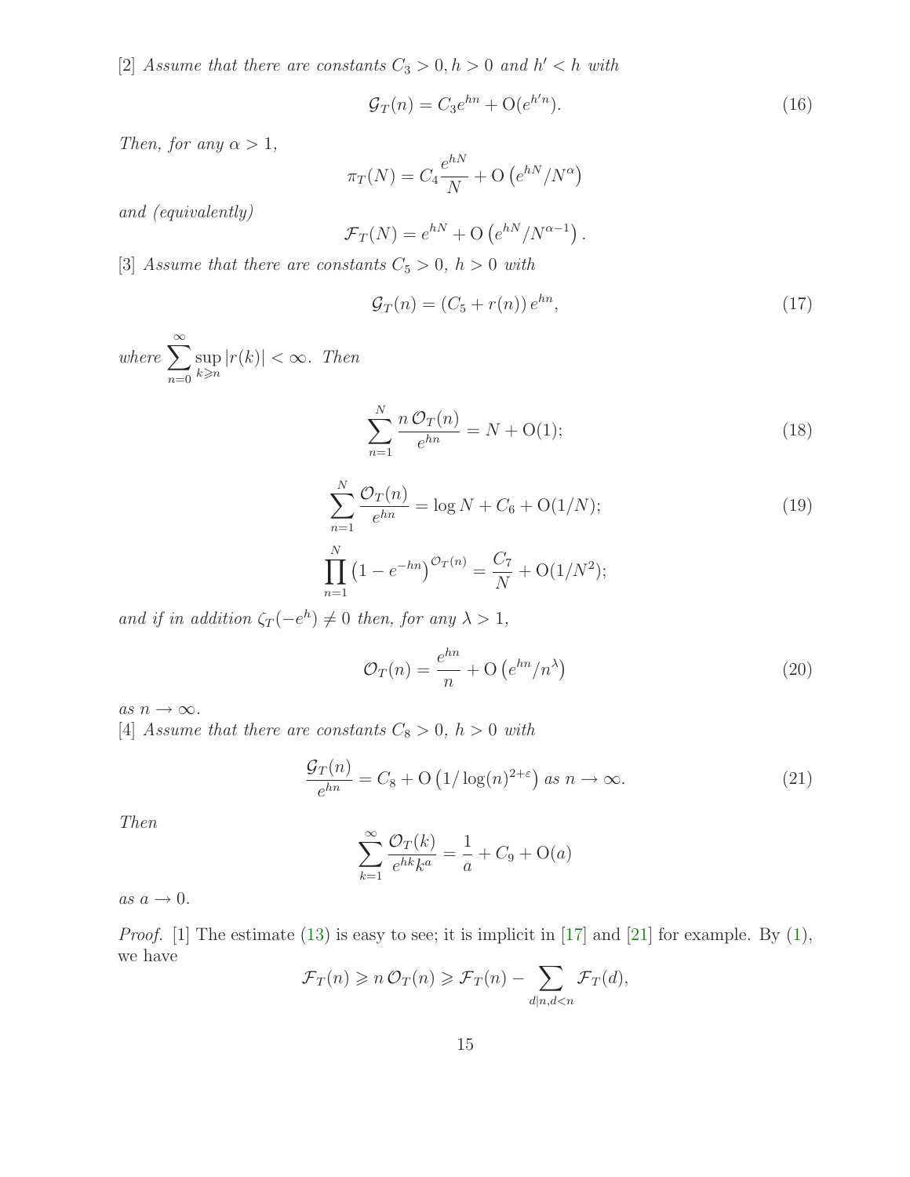[2] *Assume that there are constants $C_3 > 0, h > 0$ and $h' < h$ with*

$$\mathcal{G}_T(n) = C_3 e^{hn} + \mathrm{O}(e^{h'n}). \tag{16}$$

*Then, for any $\alpha > 1$,*

$$\pi_T(N) = C_4 \frac{e^{hN}}{N} + \mathrm{O}\left(e^{hN}/N^{\alpha}\right)$$

*and (equivalently)*

$$\mathcal{F}_T(N) = e^{hN} + \mathrm{O}\left(e^{hN}/N^{\alpha-1}\right).$$

[3] *Assume that there are constants $C_5 > 0$, $h > 0$ with*

$$\mathcal{G}_T(n) = \left(C_5 + r(n)\right) e^{hn}, \tag{17}$$

*where $\sum_{n=0}^{\infty} \sup_{k \geqslant n} |r(k)| < \infty$. Then*

$$\sum_{n=1}^{N} \frac{n\, \mathcal{O}_T(n)}{e^{hn}} = N + \mathrm{O}(1); \tag{18}$$

$$\sum_{n=1}^{N} \frac{\mathcal{O}_T(n)}{e^{hn}} = \log N + C_6 + \mathrm{O}(1/N); \tag{19}$$

$$\prod_{n=1}^{N} \left(1 - e^{-hn}\right)^{\mathcal{O}_T(n)} = \frac{C_7}{N} + \mathrm{O}(1/N^2);$$

*and if in addition $\zeta_T(-e^h) \neq 0$ then, for any $\lambda > 1$,*

$$\mathcal{O}_T(n) = \frac{e^{hn}}{n} + \mathrm{O}\left(e^{hn}/n^{\lambda}\right) \tag{20}$$

*as $n \to \infty$.*

[4] *Assume that there are constants $C_8 > 0$, $h > 0$ with*

$$\frac{\mathcal{G}_T(n)}{e^{hn}} = C_8 + \mathrm{O}\left(1/\log(n)^{2+\varepsilon}\right) \text{ as } n \to \infty. \tag{21}$$

*Then*

$$\sum_{k=1}^{\infty} \frac{\mathcal{O}_T(k)}{e^{hk} k^{a}} = \frac{1}{a} + C_9 + \mathrm{O}(a)$$

*as $a \to 0$.*

*Proof.* [1] The estimate (13) is easy to see; it is implicit in [17] and [21] for example. By (1), we have

$$\mathcal{F}_T(n) \geqslant n\, \mathcal{O}_T(n) \geqslant \mathcal{F}_T(n) - \sum_{d|n, d<n} \mathcal{F}_T(d),$$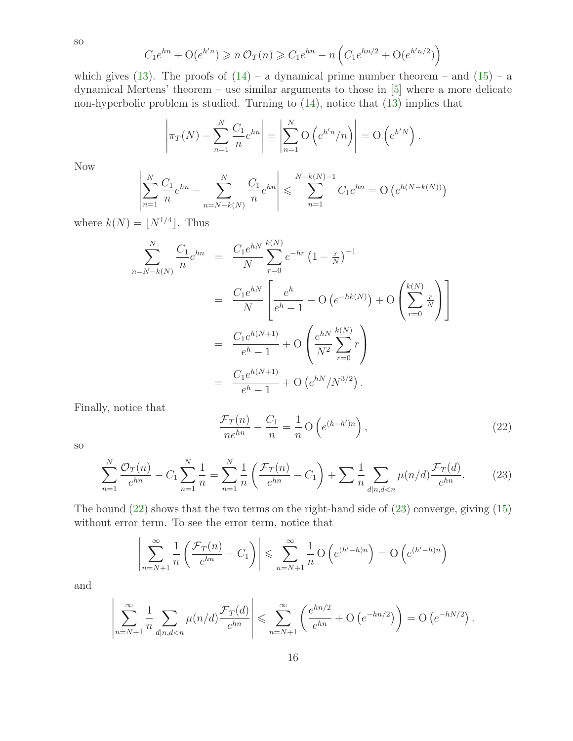so

$$C_1 e^{hn} + \mathrm{O}(e^{h'n}) \geqslant n\,\mathcal{O}_T(n) \geqslant C_1 e^{hn} - n\left(C_1 e^{hn/2} + \mathrm{O}(e^{h'n/2})\right)$$

which gives (13). The proofs of (14) – a dynamical prime number theorem – and (15) – a dynamical Mertens' theorem – use similar arguments to those in [5] where a more delicate non-hyperbolic problem is studied. Turning to (14), notice that (13) implies that

$$\left|\pi_T(N) - \sum_{n=1}^{N} \frac{C_1}{n} e^{hn}\right| = \left|\sum_{n=1}^{N} \mathrm{O}\left(e^{h'n}/n\right)\right| = \mathrm{O}\left(e^{h'N}\right).$$

Now

$$\left|\sum_{n=1}^{N} \frac{C_1}{n} e^{hn} - \sum_{n=N-k(N)}^{N} \frac{C_1}{n} e^{hn}\right| \leqslant \sum_{n=1}^{N-k(N)-1} C_1 e^{hn} = \mathrm{O}\left(e^{h(N-k(N))}\right)$$

where $k(N) = \lfloor N^{1/4} \rfloor$. Thus

$$\begin{aligned}
\sum_{n=N-k(N)}^{N} \frac{C_1}{n} e^{hn} &= \frac{C_1 e^{hN}}{N} \sum_{r=0}^{k(N)} e^{-hr}\left(1 - \tfrac{r}{N}\right)^{-1} \\
&= \frac{C_1 e^{hN}}{N}\left[\frac{e^h}{e^h - 1} - \mathrm{O}\left(e^{-hk(N)}\right) + \mathrm{O}\left(\sum_{r=0}^{k(N)} \tfrac{r}{N}\right)\right] \\
&= \frac{C_1 e^{h(N+1)}}{e^h - 1} + \mathrm{O}\left(\frac{e^{hN}}{N^2} \sum_{r=0}^{k(N)} r\right) \\
&= \frac{C_1 e^{h(N+1)}}{e^h - 1} + \mathrm{O}\left(e^{hN}/N^{3/2}\right).
\end{aligned}$$

Finally, notice that

$$\frac{\mathcal{F}_T(n)}{n e^{hn}} - \frac{C_1}{n} = \frac{1}{n}\,\mathrm{O}\left(e^{(h-h')n}\right), \tag{22}$$

so

$$\sum_{n=1}^{N} \frac{\mathcal{O}_T(n)}{e^{hn}} - C_1 \sum_{n=1}^{N} \frac{1}{n} = \sum_{n=1}^{N} \frac{1}{n}\left(\frac{\mathcal{F}_T(n)}{e^{hn}} - C_1\right) + \sum \frac{1}{n} \sum_{d|n, d<n} \mu(n/d) \frac{\mathcal{F}_T(d)}{e^{hn}}. \tag{23}$$

The bound (22) shows that the two terms on the right-hand side of (23) converge, giving (15) without error term. To see the error term, notice that

$$\left|\sum_{n=N+1}^{\infty} \frac{1}{n}\left(\frac{\mathcal{F}_T(n)}{e^{hn}} - C_1\right)\right| \leqslant \sum_{n=N+1}^{\infty} \frac{1}{n}\,\mathrm{O}\left(e^{(h'-h)n}\right) = \mathrm{O}\left(e^{(h'-h)n}\right)$$

and

$$\left|\sum_{n=N+1}^{\infty} \frac{1}{n} \sum_{d|n, d<n} \mu(n/d) \frac{\mathcal{F}_T(d)}{e^{hn}}\right| \leqslant \sum_{n=N+1}^{\infty} \left(\frac{e^{hn/2}}{e^{hn}} + \mathrm{O}\left(e^{-hn/2}\right)\right) = \mathrm{O}\left(e^{-hN/2}\right).$$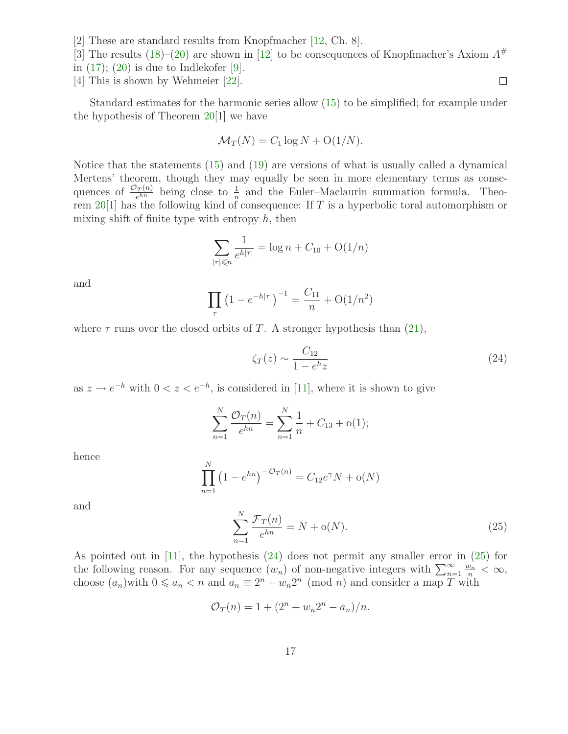[2] These are standard results from Knopfmacher [12, Ch. 8].

[3] The results (18)–(20) are shown in [12] to be consequences of Knopfmacher's Axiom $A^{\#}$ in (17); (20) is due to Indlekofer [9].

[4] This is shown by Wehmeier [22]. □

Standard estimates for the harmonic series allow (15) to be simplified; for example under the hypothesis of Theorem 20[1] we have

$$\mathcal{M}_T(N) = C_1 \log N + \mathrm{O}(1/N).$$

Notice that the statements (15) and (19) are versions of what is usually called a dynamical Mertens' theorem, though they may equally be seen in more elementary terms as consequences of $\frac{\mathcal{O}_T(n)}{e^{hn}}$ being close to $\frac{1}{n}$ and the Euler–Maclaurin summation formula. Theorem 20[1] has the following kind of consequence: If $T$ is a hyperbolic toral automorphism or mixing shift of finite type with entropy $h$, then

$$\sum_{|\tau| \leqslant n} \frac{1}{e^{h|\tau|}} = \log n + C_{10} + \mathrm{O}(1/n)$$

and

$$\prod_{\tau} \left(1 - e^{-h|\tau|}\right)^{-1} = \frac{C_{11}}{n} + \mathrm{O}(1/n^2)$$

where $\tau$ runs over the closed orbits of $T$. A stronger hypothesis than (21),

$$\zeta_T(z) \sim \frac{C_{12}}{1 - e^h z} \tag{24}$$

as $z \to e^{-h}$ with $0 < z < e^{-h}$, is considered in [11], where it is shown to give

$$\sum_{n=1}^{N} \frac{\mathcal{O}_T(n)}{e^{hn}} = \sum_{n=1}^{N} \frac{1}{n} + C_{13} + \mathrm{o}(1);$$

hence

$$\prod_{n=1}^{N} \left(1 - e^{hn}\right)^{-\mathcal{O}_T(n)} = C_{12} e^{\gamma} N + \mathrm{o}(N)$$

and

$$\sum_{n=1}^{N} \frac{\mathcal{F}_T(n)}{e^{hn}} = N + \mathrm{o}(N). \tag{25}$$

As pointed out in [11], the hypothesis (24) does not permit any smaller error in (25) for the following reason. For any sequence $(w_n)$ of non-negative integers with $\sum_{n=1}^{\infty} \frac{w_n}{n} < \infty$, choose $(a_n)$with $0 \leqslant a_n < n$ and $a_n \equiv 2^n + w_n 2^n \pmod{n}$ and consider a map $T$ with

$$\mathcal{O}_T(n) = 1 + (2^n + w_n 2^n - a_n)/n.$$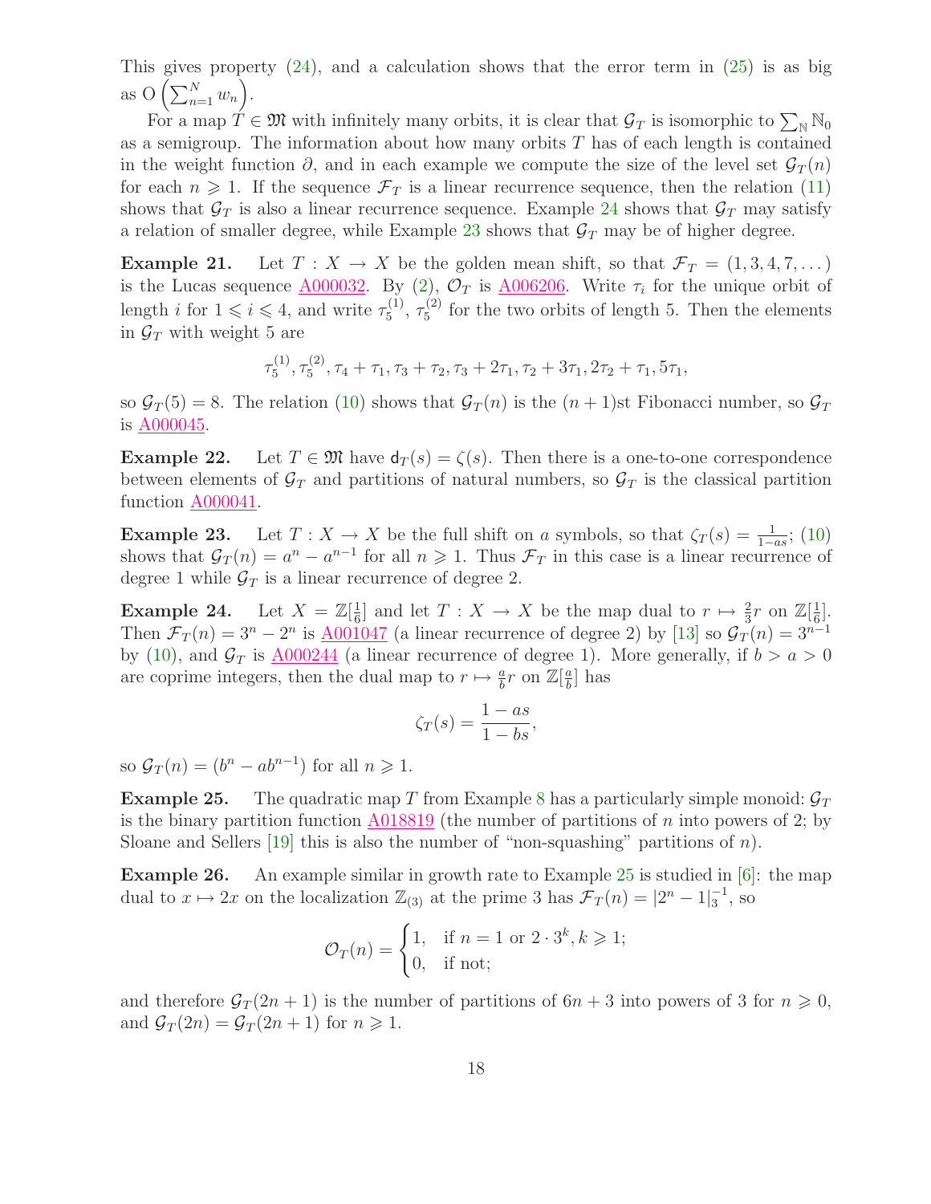This gives property (24), and a calculation shows that the error term in (25) is as big as $\mathrm{O}\left(\sum_{n=1}^{N} w_n\right)$.

For a map $T \in \mathfrak{M}$ with infinitely many orbits, it is clear that $\mathcal{G}_T$ is isomorphic to $\sum_{\mathbb{N}} \mathbb{N}_0$ as a semigroup. The information about how many orbits $T$ has of each length is contained in the weight function $\partial$, and in each example we compute the size of the level set $\mathcal{G}_T(n)$ for each $n \geqslant 1$. If the sequence $\mathcal{F}_T$ is a linear recurrence sequence, then the relation (11) shows that $\mathcal{G}_T$ is also a linear recurrence sequence. Example 24 shows that $\mathcal{G}_T$ may satisfy a relation of smaller degree, while Example 23 shows that $\mathcal{G}_T$ may be of higher degree.

**Example 21.** Let $T : X \to X$ be the golden mean shift, so that $\mathcal{F}_T = (1, 3, 4, 7, \dots)$ is the Lucas sequence A000032. By (2), $\mathcal{O}_T$ is A006206. Write $\tau_i$ for the unique orbit of length $i$ for $1 \leqslant i \leqslant 4$, and write $\tau_5^{(1)}$, $\tau_5^{(2)}$ for the two orbits of length 5. Then the elements in $\mathcal{G}_T$ with weight 5 are

$$\tau_5^{(1)}, \tau_5^{(2)}, \tau_4 + \tau_1, \tau_3 + \tau_2, \tau_3 + 2\tau_1, \tau_2 + 3\tau_1, 2\tau_2 + \tau_1, 5\tau_1,$$

so $\mathcal{G}_T(5) = 8$. The relation (10) shows that $\mathcal{G}_T(n)$ is the $(n+1)$st Fibonacci number, so $\mathcal{G}_T$ is A000045.

**Example 22.** Let $T \in \mathfrak{M}$ have $\mathsf{d}_T(s) = \zeta(s)$. Then there is a one-to-one correspondence between elements of $\mathcal{G}_T$ and partitions of natural numbers, so $\mathcal{G}_T$ is the classical partition function A000041.

**Example 23.** Let $T : X \to X$ be the full shift on $a$ symbols, so that $\zeta_T(s) = \frac{1}{1-as}$; (10) shows that $\mathcal{G}_T(n) = a^n - a^{n-1}$ for all $n \geqslant 1$. Thus $\mathcal{F}_T$ in this case is a linear recurrence of degree 1 while $\mathcal{G}_T$ is a linear recurrence of degree 2.

**Example 24.** Let $X = \mathbb{Z}[\frac{1}{6}]$ and let $T : X \to X$ be the map dual to $r \mapsto \frac{2}{3}r$ on $\mathbb{Z}[\frac{1}{6}]$. Then $\mathcal{F}_T(n) = 3^n - 2^n$ is A001047 (a linear recurrence of degree 2) by [13] so $\mathcal{G}_T(n) = 3^{n-1}$ by (10), and $\mathcal{G}_T$ is A000244 (a linear recurrence of degree 1). More generally, if $b > a > 0$ are coprime integers, then the dual map to $r \mapsto \frac{a}{b}r$ on $\mathbb{Z}[\frac{a}{b}]$ has

$$\zeta_T(s) = \frac{1 - as}{1 - bs},$$

so $\mathcal{G}_T(n) = (b^n - ab^{n-1})$ for all $n \geqslant 1$.

**Example 25.** The quadratic map $T$ from Example 8 has a particularly simple monoid: $\mathcal{G}_T$ is the binary partition function A018819 (the number of partitions of $n$ into powers of 2; by Sloane and Sellers [19] this is also the number of "non-squashing" partitions of $n$).

**Example 26.** An example similar in growth rate to Example 25 is studied in [6]: the map dual to $x \mapsto 2x$ on the localization $\mathbb{Z}_{(3)}$ at the prime 3 has $\mathcal{F}_T(n) = |2^n - 1|_3^{-1}$, so

$$\mathcal{O}_T(n) = \begin{cases} 1, & \text{if } n = 1 \text{ or } 2 \cdot 3^k, k \geqslant 1; \\ 0, & \text{if not;} \end{cases}$$

and therefore $\mathcal{G}_T(2n+1)$ is the number of partitions of $6n+3$ into powers of 3 for $n \geqslant 0$, and $\mathcal{G}_T(2n) = \mathcal{G}_T(2n+1)$ for $n \geqslant 1$.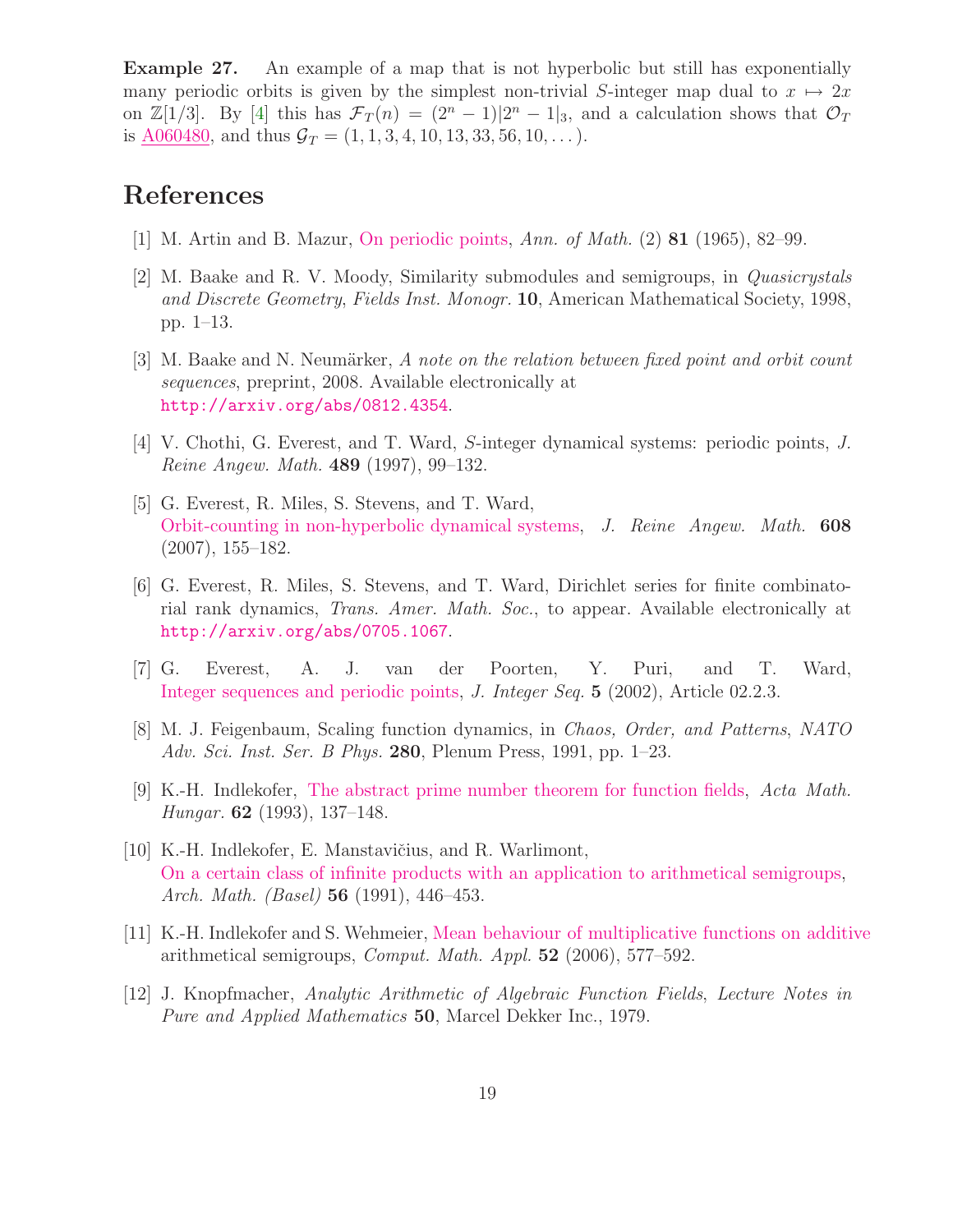**Example 27.** An example of a map that is not hyperbolic but still has exponentially many periodic orbits is given by the simplest non-trivial $S$-integer map dual to $x \mapsto 2x$ on $\mathbb{Z}[1/3]$. By [4] this has $\mathcal{F}_T(n) = (2^n - 1)|2^n - 1|_3$, and a calculation shows that $\mathcal{O}_T$ is A060480, and thus $\mathcal{G}_T = (1, 1, 3, 4, 10, 13, 33, 56, 10, \ldots)$.

## References

[1] M. Artin and B. Mazur, On periodic points, *Ann. of Math.* (2) **81** (1965), 82–99.

[2] M. Baake and R. V. Moody, Similarity submodules and semigroups, in *Quasicrystals and Discrete Geometry, Fields Inst. Monogr.* **10**, American Mathematical Society, 1998, pp. 1–13.

[3] M. Baake and N. Neumärker, *A note on the relation between fixed point and orbit count sequences*, preprint, 2008. Available electronically at http://arxiv.org/abs/0812.4354.

[4] V. Chothi, G. Everest, and T. Ward, $S$-integer dynamical systems: periodic points, *J. Reine Angew. Math.* **489** (1997), 99–132.

[5] G. Everest, R. Miles, S. Stevens, and T. Ward, Orbit-counting in non-hyperbolic dynamical systems, *J. Reine Angew. Math.* **608** (2007), 155–182.

[6] G. Everest, R. Miles, S. Stevens, and T. Ward, Dirichlet series for finite combinatorial rank dynamics, *Trans. Amer. Math. Soc.*, to appear. Available electronically at http://arxiv.org/abs/0705.1067.

[7] G. Everest, A. J. van der Poorten, Y. Puri, and T. Ward, Integer sequences and periodic points, *J. Integer Seq.* **5** (2002), Article 02.2.3.

[8] M. J. Feigenbaum, Scaling function dynamics, in *Chaos, Order, and Patterns*, *NATO Adv. Sci. Inst. Ser. B Phys.* **280**, Plenum Press, 1991, pp. 1–23.

[9] K.-H. Indlekofer, The abstract prime number theorem for function fields, *Acta Math. Hungar.* **62** (1993), 137–148.

[10] K.-H. Indlekofer, E. Manstavičius, and R. Warlimont, On a certain class of infinite products with an application to arithmetical semigroups, *Arch. Math. (Basel)* **56** (1991), 446–453.

[11] K.-H. Indlekofer and S. Wehmeier, Mean behaviour of multiplicative functions on additive arithmetical semigroups, *Comput. Math. Appl.* **52** (2006), 577–592.

[12] J. Knopfmacher, *Analytic Arithmetic of Algebraic Function Fields*, *Lecture Notes in Pure and Applied Mathematics* **50**, Marcel Dekker Inc., 1979.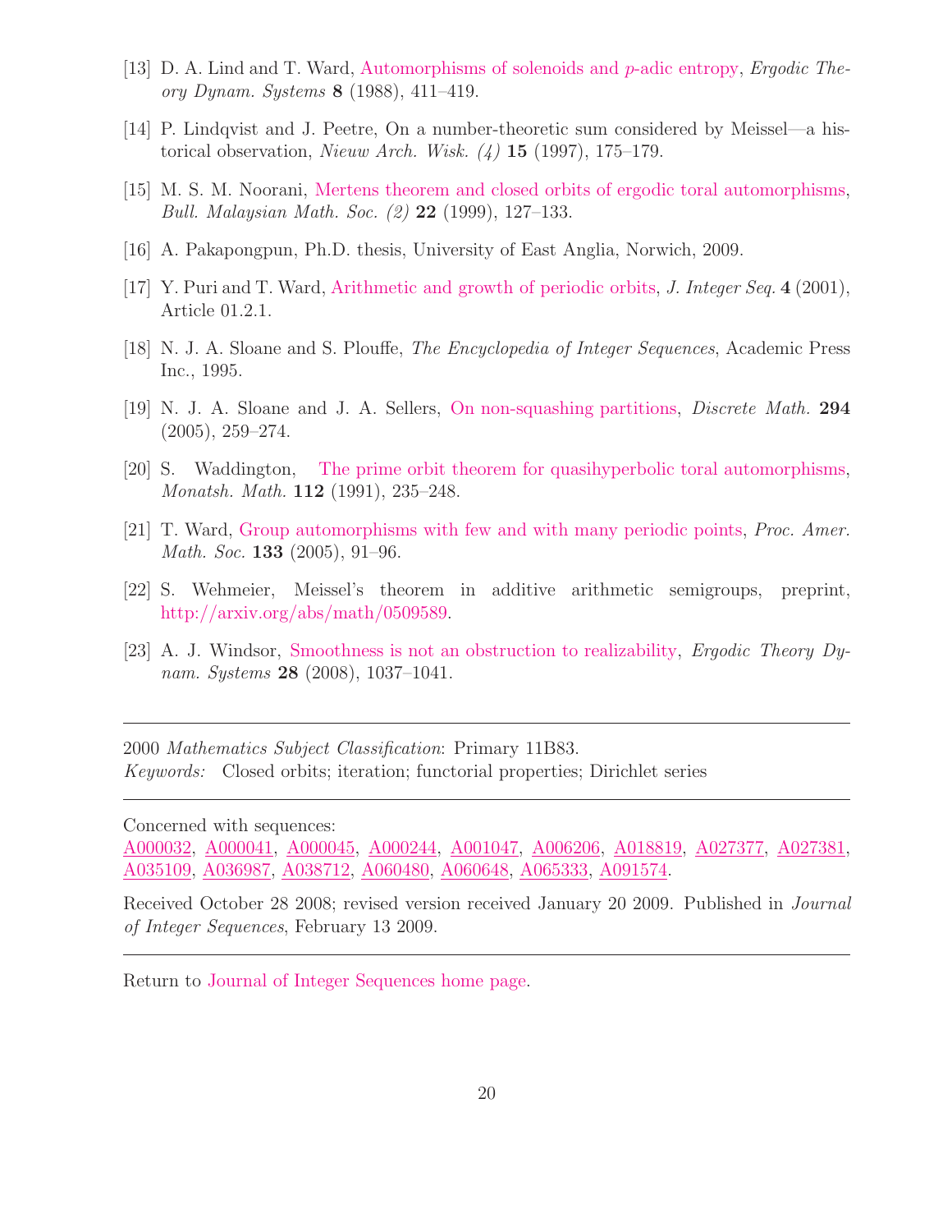[13] D. A. Lind and T. Ward, Automorphisms of solenoids and $p$-adic entropy, *Ergodic Theory Dynam. Systems* **8** (1988), 411–419.

[14] P. Lindqvist and J. Peetre, On a number-theoretic sum considered by Meissel—a historical observation, *Nieuw Arch. Wisk. (4)* **15** (1997), 175–179.

[15] M. S. M. Noorani, Mertens theorem and closed orbits of ergodic toral automorphisms, *Bull. Malaysian Math. Soc. (2)* **22** (1999), 127–133.

[16] A. Pakapongpun, Ph.D. thesis, University of East Anglia, Norwich, 2009.

[17] Y. Puri and T. Ward, Arithmetic and growth of periodic orbits, *J. Integer Seq.* **4** (2001), Article 01.2.1.

[18] N. J. A. Sloane and S. Plouffe, *The Encyclopedia of Integer Sequences*, Academic Press Inc., 1995.

[19] N. J. A. Sloane and J. A. Sellers, On non-squashing partitions, *Discrete Math.* **294** (2005), 259–274.

[20] S. Waddington, The prime orbit theorem for quasihyperbolic toral automorphisms, *Monatsh. Math.* **112** (1991), 235–248.

[21] T. Ward, Group automorphisms with few and with many periodic points, *Proc. Amer. Math. Soc.* **133** (2005), 91–96.

[22] S. Wehmeier, Meissel's theorem in additive arithmetic semigroups, preprint, http://arxiv.org/abs/math/0509589.

[23] A. J. Windsor, Smoothness is not an obstruction to realizability, *Ergodic Theory Dynam. Systems* **28** (2008), 1037–1041.

---

2000 *Mathematics Subject Classification*: Primary 11B83.
*Keywords:* Closed orbits; iteration; functorial properties; Dirichlet series

---

Concerned with sequences:
A000032, A000041, A000045, A000244, A001047, A006206, A018819, A027377, A027381, A035109, A036987, A038712, A060480, A060648, A065333, A091574.

Received October 28 2008; revised version received January 20 2009. Published in *Journal of Integer Sequences*, February 13 2009.

---

Return to Journal of Integer Sequences home page.